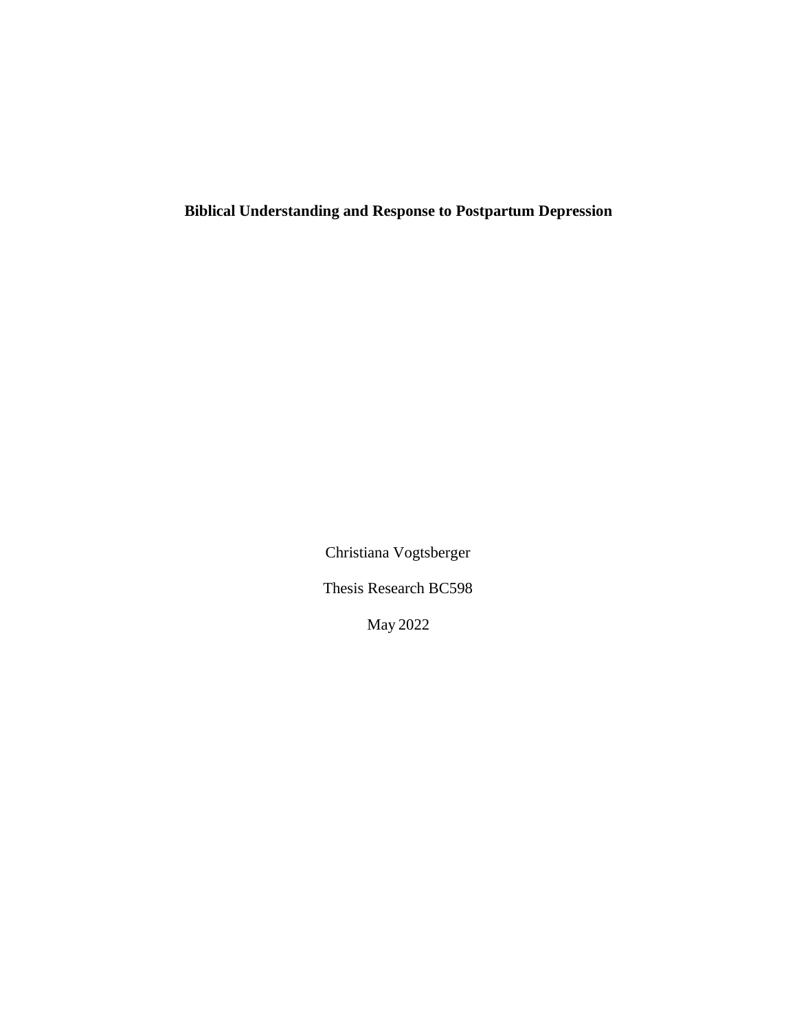# Biblical Understanding and Response to Postpartum Depression

Christiana Vogtsberger

Thesis Research BC598

May 2022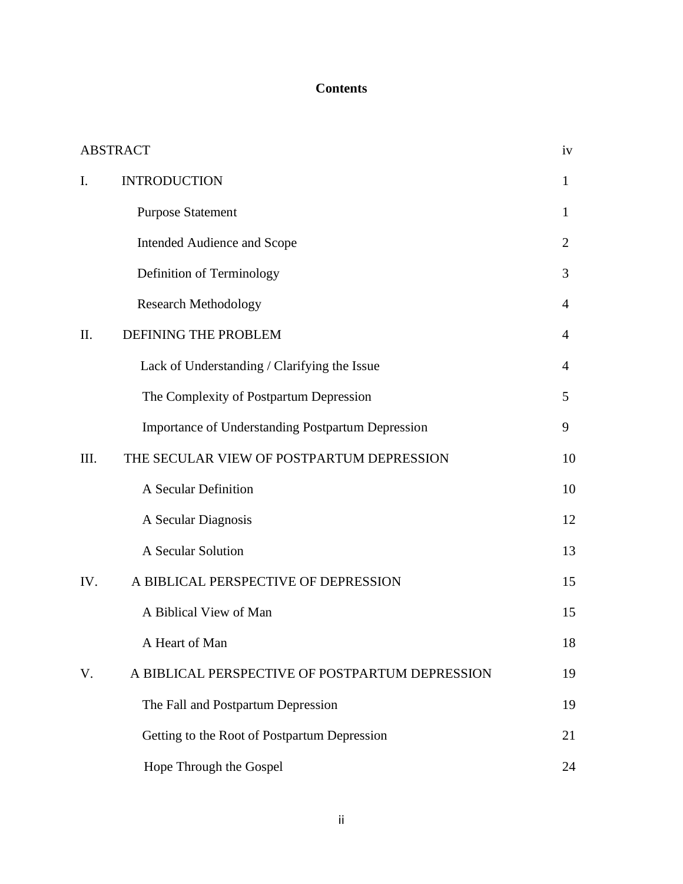# Contents

| | | |
|---|---|---|
| ABSTRACT | | iv |
| I. | INTRODUCTION | 1 |
| | Purpose Statement | 1 |
| | Intended Audience and Scope | 2 |
| | Definition of Terminology | 3 |
| | Research Methodology | 4 |
| II. | DEFINING THE PROBLEM | 4 |
| | Lack of Understanding / Clarifying the Issue | 4 |
| | The Complexity of Postpartum Depression | 5 |
| | Importance of Understanding Postpartum Depression | 9 |
| III. | THE SECULAR VIEW OF POSTPARTUM DEPRESSION | 10 |
| | A Secular Definition | 10 |
| | A Secular Diagnosis | 12 |
| | A Secular Solution | 13 |
| IV. | A BIBLICAL PERSPECTIVE OF DEPRESSION | 15 |
| | A Biblical View of Man | 15 |
| | A Heart of Man | 18 |
| V. | A BIBLICAL PERSPECTIVE OF POSTPARTUM DEPRESSION | 19 |
| | The Fall and Postpartum Depression | 19 |
| | Getting to the Root of Postpartum Depression | 21 |
| | Hope Through the Gospel | 24 |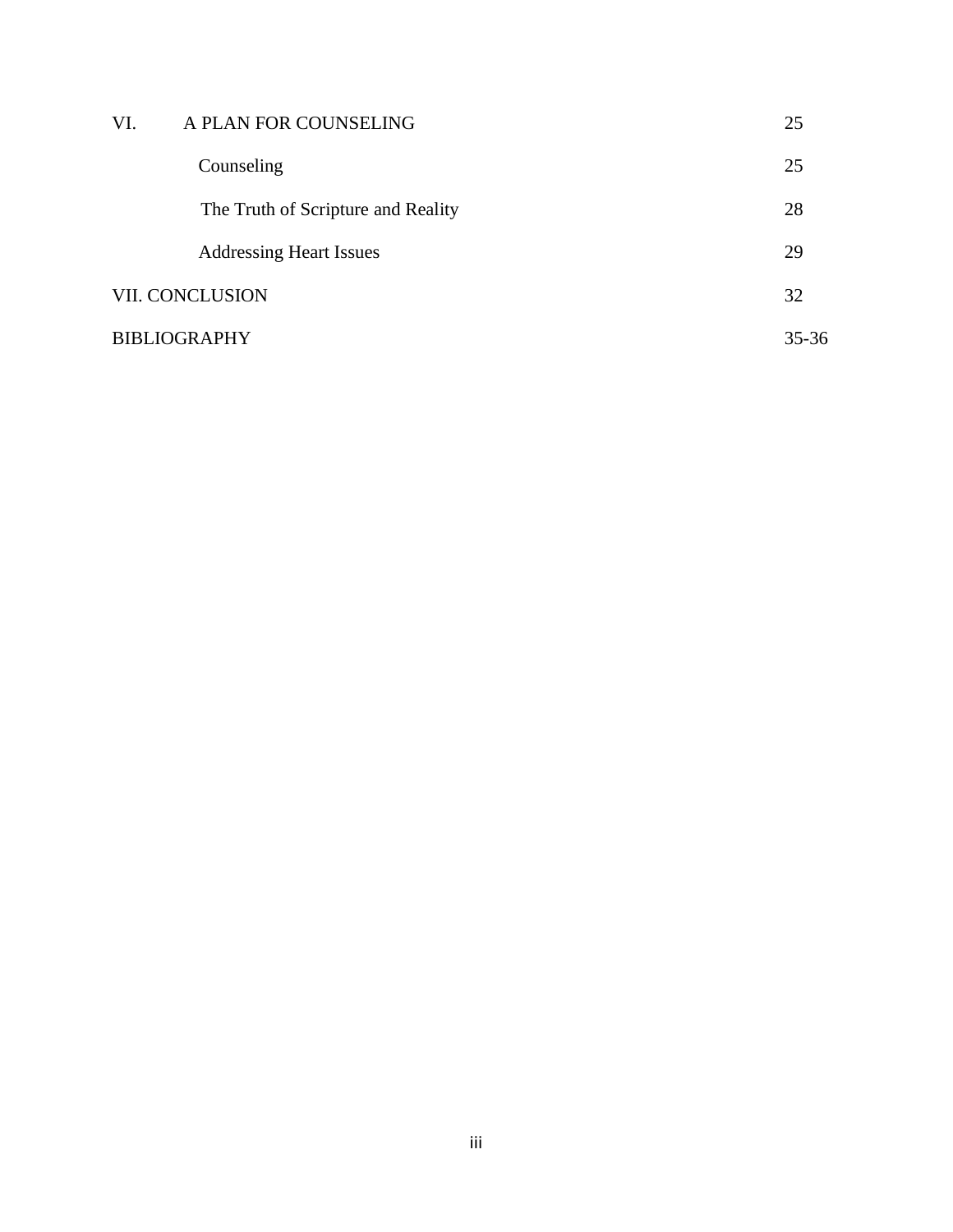| | |
|---|---|
| VI. A PLAN FOR COUNSELING | 25 |
| Counseling | 25 |
| The Truth of Scripture and Reality | 28 |
| Addressing Heart Issues | 29 |
| VII. CONCLUSION | 32 |
| BIBLIOGRAPHY | 35-36 |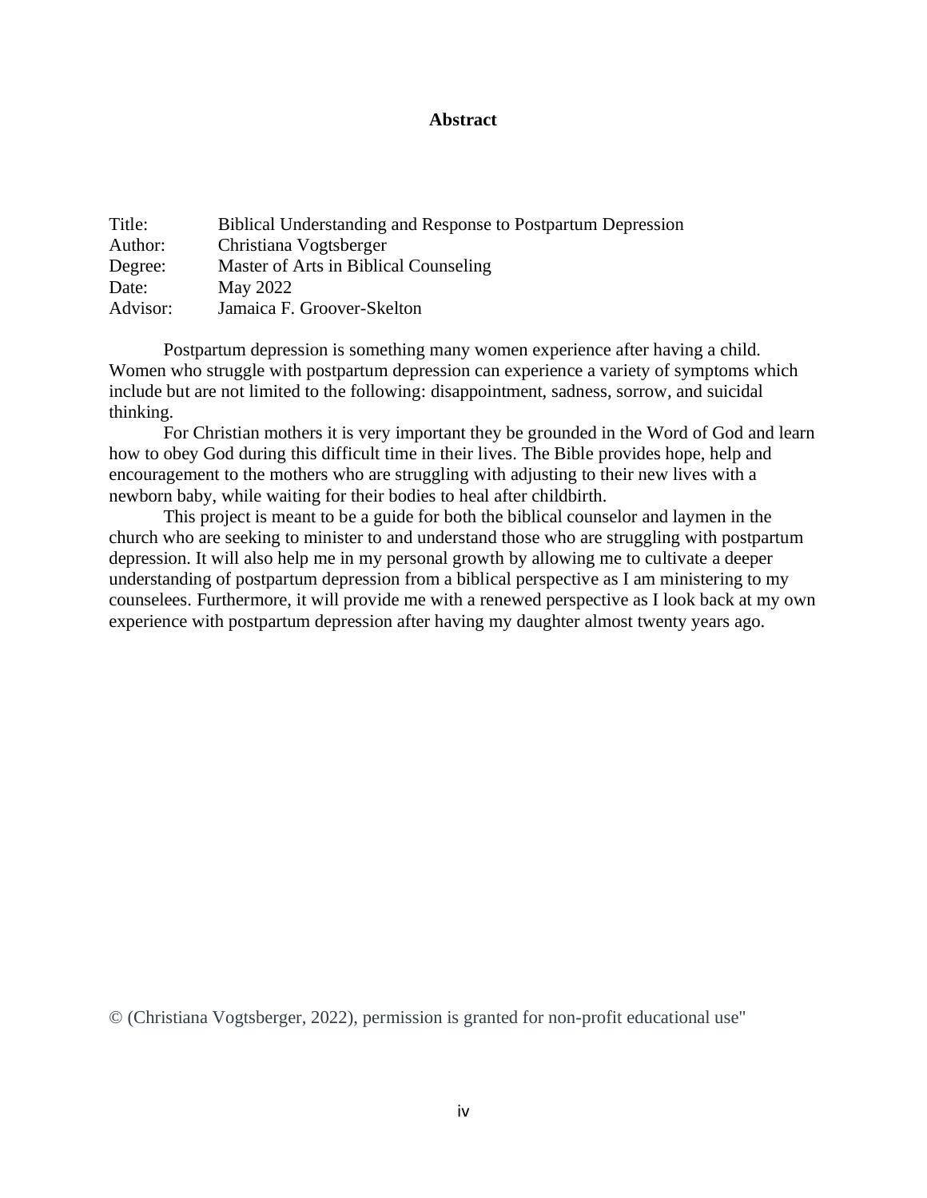# Abstract

| | |
|---|---|
| Title: | Biblical Understanding and Response to Postpartum Depression |
| Author: | Christiana Vogtsberger |
| Degree: | Master of Arts in Biblical Counseling |
| Date: | May 2022 |
| Advisor: | Jamaica F. Groover-Skelton |

Postpartum depression is something many women experience after having a child. Women who struggle with postpartum depression can experience a variety of symptoms which include but are not limited to the following: disappointment, sadness, sorrow, and suicidal thinking.

For Christian mothers it is very important they be grounded in the Word of God and learn how to obey God during this difficult time in their lives. The Bible provides hope, help and encouragement to the mothers who are struggling with adjusting to their new lives with a newborn baby, while waiting for their bodies to heal after childbirth.

This project is meant to be a guide for both the biblical counselor and laymen in the church who are seeking to minister to and understand those who are struggling with postpartum depression. It will also help me in my personal growth by allowing me to cultivate a deeper understanding of postpartum depression from a biblical perspective as I am ministering to my counselees. Furthermore, it will provide me with a renewed perspective as I look back at my own experience with postpartum depression after having my daughter almost twenty years ago.

© (Christiana Vogtsberger, 2022), permission is granted for non-profit educational use"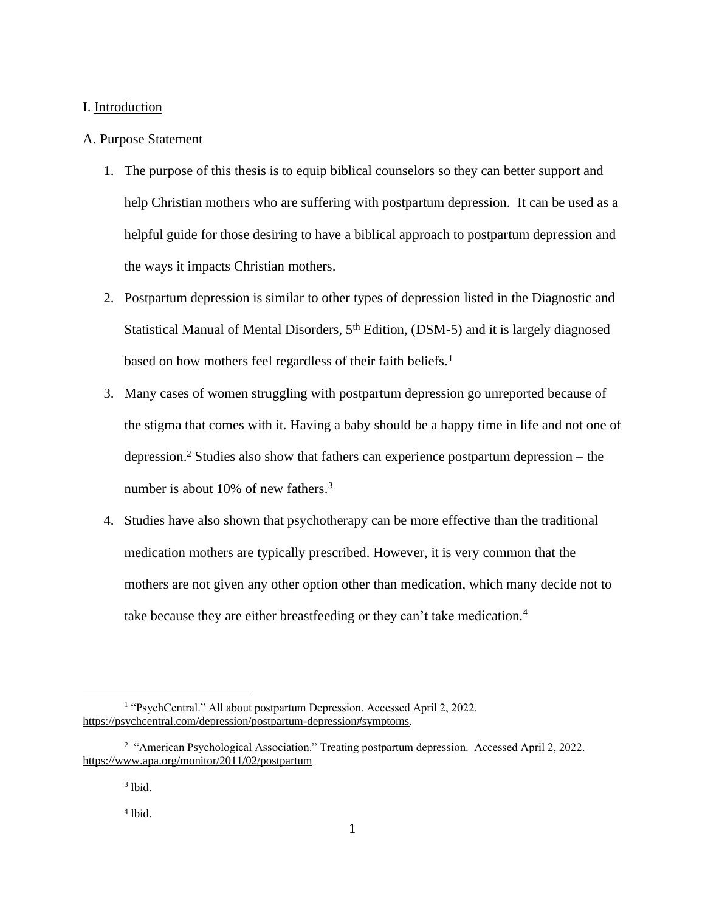I. Introduction

A. Purpose Statement

1. The purpose of this thesis is to equip biblical counselors so they can better support and help Christian mothers who are suffering with postpartum depression. It can be used as a helpful guide for those desiring to have a biblical approach to postpartum depression and the ways it impacts Christian mothers.
2. Postpartum depression is similar to other types of depression listed in the Diagnostic and Statistical Manual of Mental Disorders, 5th Edition, (DSM-5) and it is largely diagnosed based on how mothers feel regardless of their faith beliefs.[1]
3. Many cases of women struggling with postpartum depression go unreported because of the stigma that comes with it. Having a baby should be a happy time in life and not one of depression.[2] Studies also show that fathers can experience postpartum depression – the number is about 10% of new fathers.[3]
4. Studies have also shown that psychotherapy can be more effective than the traditional medication mothers are typically prescribed. However, it is very common that the mothers are not given any other option other than medication, which many decide not to take because they are either breastfeeding or they can't take medication.[4]

---

[1] "PsychCentral." All about postpartum Depression. Accessed April 2, 2022. https://psychcentral.com/depression/postpartum-depression#symptoms.

[2] "American Psychological Association." Treating postpartum depression. Accessed April 2, 2022. https://www.apa.org/monitor/2011/02/postpartum

[3] Ibid.

[4] Ibid.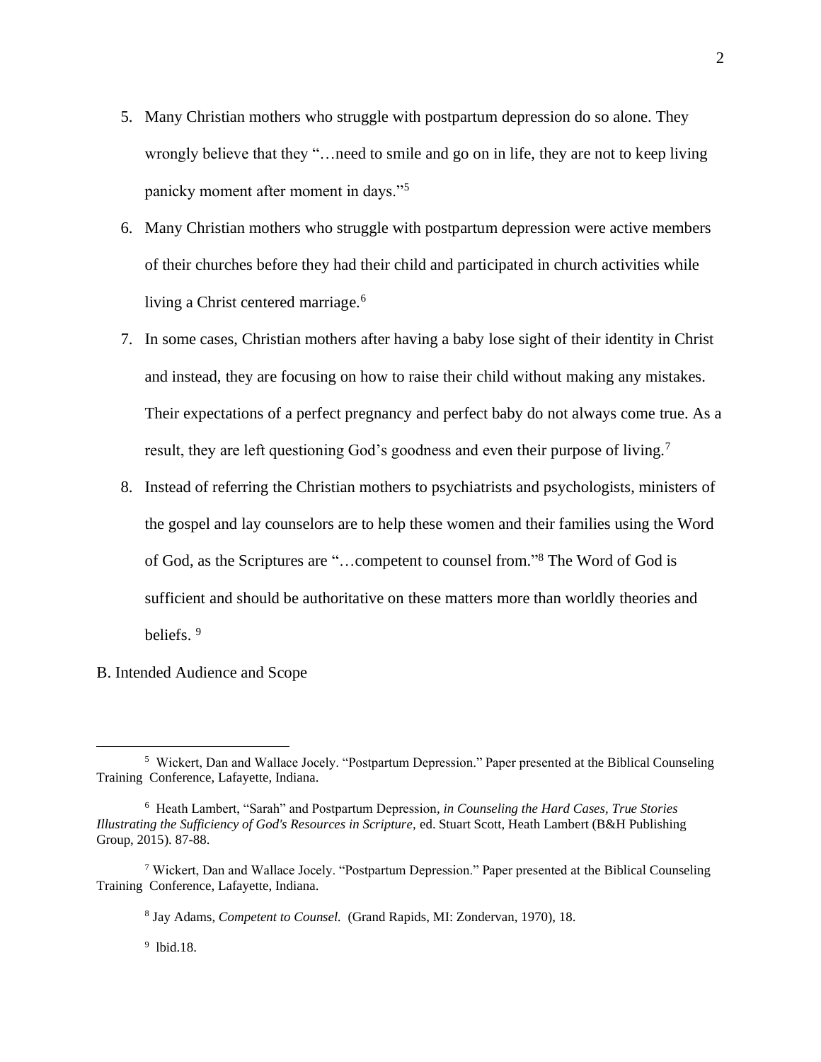5. Many Christian mothers who struggle with postpartum depression do so alone. They wrongly believe that they "…need to smile and go on in life, they are not to keep living panicky moment after moment in days."[5]
6. Many Christian mothers who struggle with postpartum depression were active members of their churches before they had their child and participated in church activities while living a Christ centered marriage.[6]
7. In some cases, Christian mothers after having a baby lose sight of their identity in Christ and instead, they are focusing on how to raise their child without making any mistakes. Their expectations of a perfect pregnancy and perfect baby do not always come true. As a result, they are left questioning God's goodness and even their purpose of living.[7]
8. Instead of referring the Christian mothers to psychiatrists and psychologists, ministers of the gospel and lay counselors are to help these women and their families using the Word of God, as the Scriptures are "…competent to counsel from."[8] The Word of God is sufficient and should be authoritative on these matters more than worldly theories and beliefs. [9]

B. Intended Audience and Scope

---

[5] Wickert, Dan and Wallace Jocely. "Postpartum Depression." Paper presented at the Biblical Counseling Training Conference, Lafayette, Indiana.

[6] Heath Lambert, "Sarah" and Postpartum Depression, *in Counseling the Hard Cases, True Stories Illustrating the Sufficiency of God's Resources in Scripture*, ed. Stuart Scott, Heath Lambert (B&H Publishing Group, 2015). 87-88.

[7] Wickert, Dan and Wallace Jocely. "Postpartum Depression." Paper presented at the Biblical Counseling Training Conference, Lafayette, Indiana.

[8] Jay Adams, *Competent to Counsel.* (Grand Rapids, MI: Zondervan, 1970), 18.

[9] lbid.18.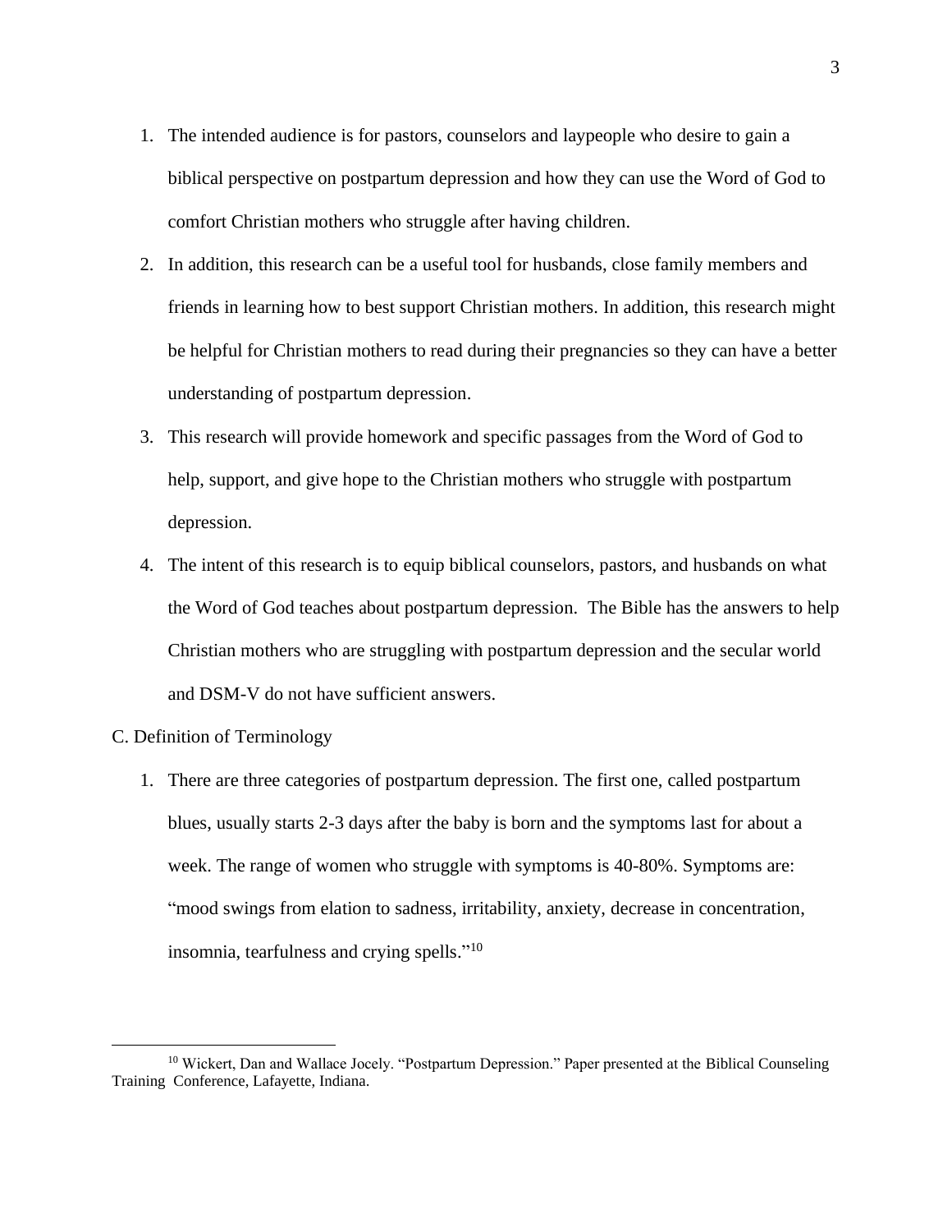1. The intended audience is for pastors, counselors and laypeople who desire to gain a biblical perspective on postpartum depression and how they can use the Word of God to comfort Christian mothers who struggle after having children.
2. In addition, this research can be a useful tool for husbands, close family members and friends in learning how to best support Christian mothers. In addition, this research might be helpful for Christian mothers to read during their pregnancies so they can have a better understanding of postpartum depression.
3. This research will provide homework and specific passages from the Word of God to help, support, and give hope to the Christian mothers who struggle with postpartum depression.
4. The intent of this research is to equip biblical counselors, pastors, and husbands on what the Word of God teaches about postpartum depression. The Bible has the answers to help Christian mothers who are struggling with postpartum depression and the secular world and DSM-V do not have sufficient answers.

C. Definition of Terminology

1. There are three categories of postpartum depression. The first one, called postpartum blues, usually starts 2-3 days after the baby is born and the symptoms last for about a week. The range of women who struggle with symptoms is 40-80%. Symptoms are: "mood swings from elation to sadness, irritability, anxiety, decrease in concentration, insomnia, tearfulness and crying spells."[10]

---

[10] Wickert, Dan and Wallace Jocely. "Postpartum Depression." Paper presented at the Biblical Counseling Training Conference, Lafayette, Indiana.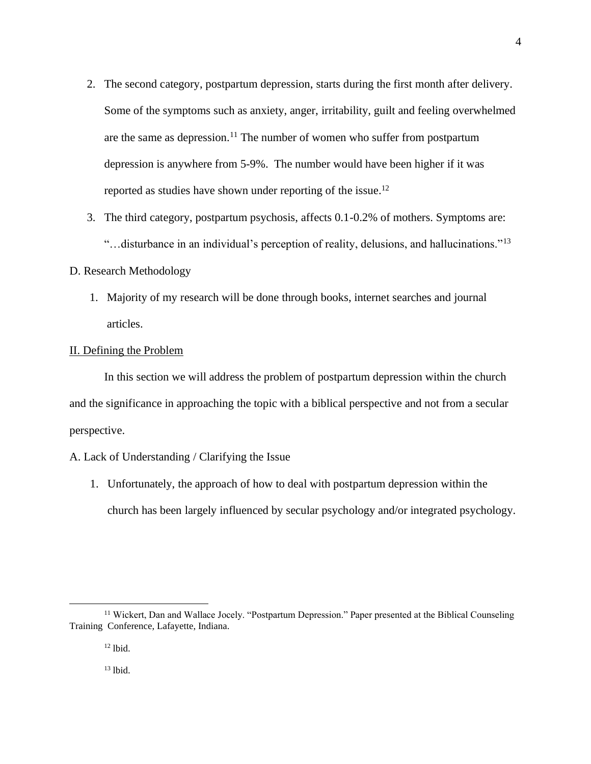2. The second category, postpartum depression, starts during the first month after delivery. Some of the symptoms such as anxiety, anger, irritability, guilt and feeling overwhelmed are the same as depression.[11] The number of women who suffer from postpartum depression is anywhere from 5-9%. The number would have been higher if it was reported as studies have shown under reporting of the issue.[12]
3. The third category, postpartum psychosis, affects 0.1-0.2% of mothers. Symptoms are: "…disturbance in an individual's perception of reality, delusions, and hallucinations."[13]

D. Research Methodology

1. Majority of my research will be done through books, internet searches and journal articles.

<u>II. Defining the Problem</u>

In this section we will address the problem of postpartum depression within the church and the significance in approaching the topic with a biblical perspective and not from a secular perspective.

A. Lack of Understanding / Clarifying the Issue

1. Unfortunately, the approach of how to deal with postpartum depression within the church has been largely influenced by secular psychology and/or integrated psychology.

---

[11] Wickert, Dan and Wallace Jocely. "Postpartum Depression." Paper presented at the Biblical Counseling Training Conference, Lafayette, Indiana.

[12] lbid.

[13] lbid.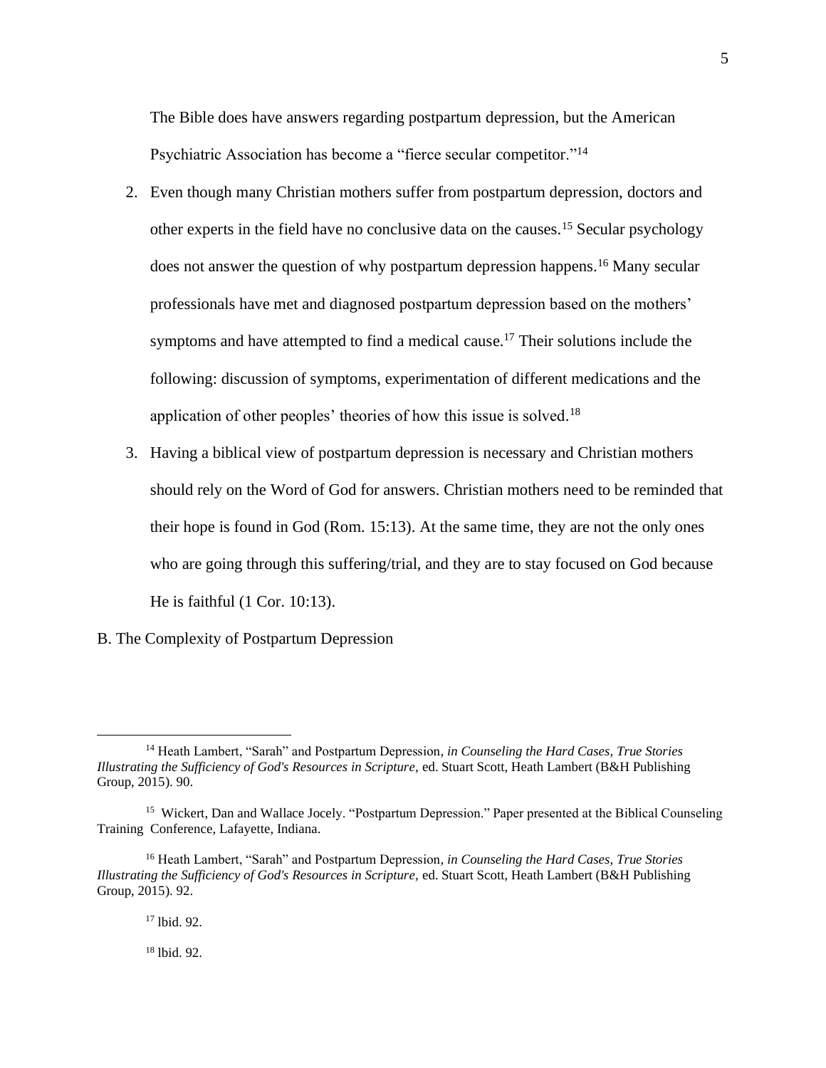The Bible does have answers regarding postpartum depression, but the American Psychiatric Association has become a "fierce secular competitor."[14]

2. Even though many Christian mothers suffer from postpartum depression, doctors and other experts in the field have no conclusive data on the causes.[15] Secular psychology does not answer the question of why postpartum depression happens.[16] Many secular professionals have met and diagnosed postpartum depression based on the mothers' symptoms and have attempted to find a medical cause.[17] Their solutions include the following: discussion of symptoms, experimentation of different medications and the application of other peoples' theories of how this issue is solved.[18]

3. Having a biblical view of postpartum depression is necessary and Christian mothers should rely on the Word of God for answers. Christian mothers need to be reminded that their hope is found in God (Rom. 15:13). At the same time, they are not the only ones who are going through this suffering/trial, and they are to stay focused on God because He is faithful (1 Cor. 10:13).

B. The Complexity of Postpartum Depression

---

[14] Heath Lambert, "Sarah" and Postpartum Depression, *in Counseling the Hard Cases, True Stories Illustrating the Sufficiency of God's Resources in Scripture,* ed. Stuart Scott, Heath Lambert (B&H Publishing Group, 2015). 90.

[15] Wickert, Dan and Wallace Jocely. "Postpartum Depression." Paper presented at the Biblical Counseling Training Conference, Lafayette, Indiana.

[16] Heath Lambert, "Sarah" and Postpartum Depression, *in Counseling the Hard Cases, True Stories Illustrating the Sufficiency of God's Resources in Scripture,* ed. Stuart Scott, Heath Lambert (B&H Publishing Group, 2015). 92.

[17] lbid. 92.

[18] lbid. 92.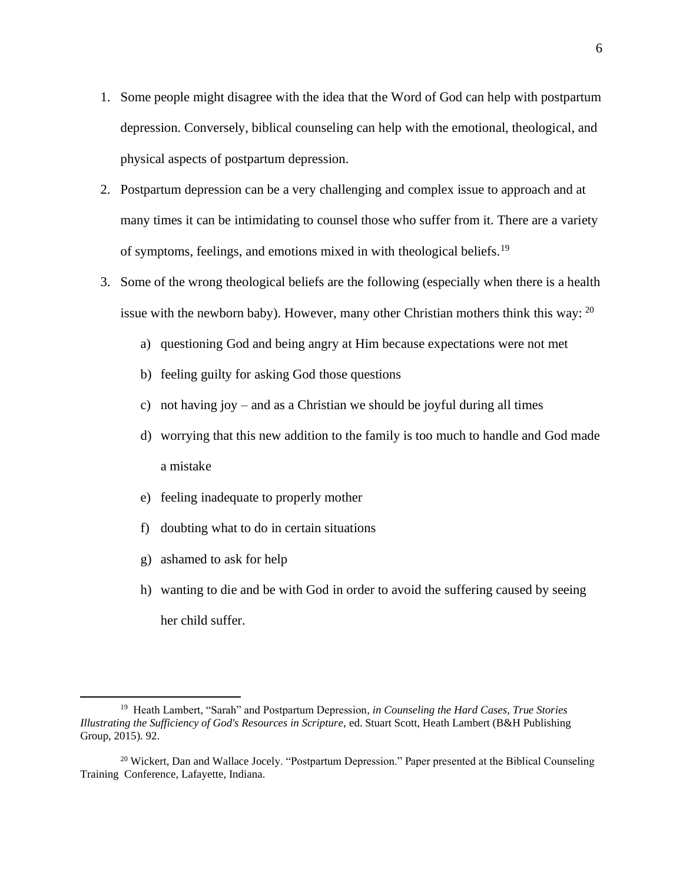1. Some people might disagree with the idea that the Word of God can help with postpartum depression. Conversely, biblical counseling can help with the emotional, theological, and physical aspects of postpartum depression.
2. Postpartum depression can be a very challenging and complex issue to approach and at many times it can be intimidating to counsel those who suffer from it. There are a variety of symptoms, feelings, and emotions mixed in with theological beliefs.[19]
3. Some of the wrong theological beliefs are the following (especially when there is a health issue with the newborn baby). However, many other Christian mothers think this way: [20]
   a) questioning God and being angry at Him because expectations were not met
   b) feeling guilty for asking God those questions
   c) not having joy – and as a Christian we should be joyful during all times
   d) worrying that this new addition to the family is too much to handle and God made a mistake
   e) feeling inadequate to properly mother
   f) doubting what to do in certain situations
   g) ashamed to ask for help
   h) wanting to die and be with God in order to avoid the suffering caused by seeing her child suffer.

---

[19] Heath Lambert, "Sarah" and Postpartum Depression, *in Counseling the Hard Cases, True Stories Illustrating the Sufficiency of God's Resources in Scripture*, ed. Stuart Scott, Heath Lambert (B&H Publishing Group, 2015). 92.

[20] Wickert, Dan and Wallace Jocely. "Postpartum Depression." Paper presented at the Biblical Counseling Training Conference, Lafayette, Indiana.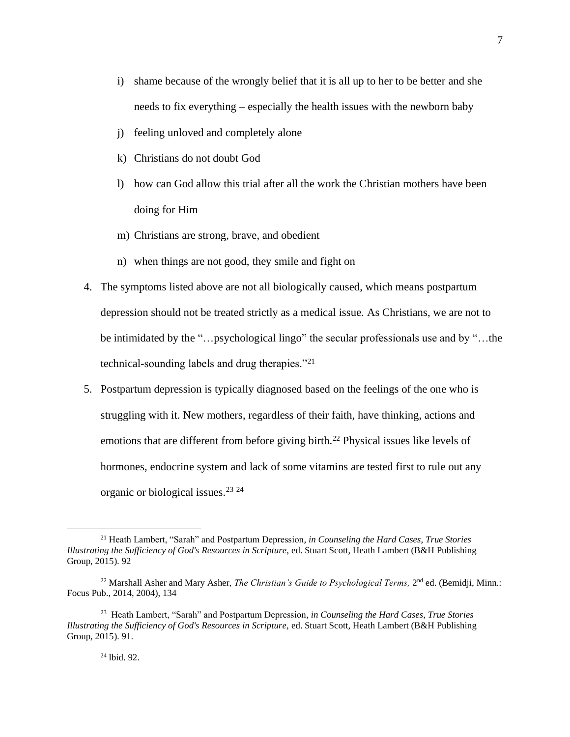i) shame because of the wrongly belief that it is all up to her to be better and she needs to fix everything – especially the health issues with the newborn baby

j) feeling unloved and completely alone

k) Christians do not doubt God

l) how can God allow this trial after all the work the Christian mothers have been doing for Him

m) Christians are strong, brave, and obedient

n) when things are not good, they smile and fight on

4. The symptoms listed above are not all biologically caused, which means postpartum depression should not be treated strictly as a medical issue. As Christians, we are not to be intimidated by the "…psychological lingo" the secular professionals use and by "…the technical-sounding labels and drug therapies."[21]

5. Postpartum depression is typically diagnosed based on the feelings of the one who is struggling with it. New mothers, regardless of their faith, have thinking, actions and emotions that are different from before giving birth.[22] Physical issues like levels of hormones, endocrine system and lack of some vitamins are tested first to rule out any organic or biological issues.[23] [24]

---

[21] Heath Lambert, "Sarah" and Postpartum Depression*, in Counseling the Hard Cases, True Stories Illustrating the Sufficiency of God's Resources in Scripture,* ed. Stuart Scott, Heath Lambert (B&H Publishing Group, 2015). 92

[22] Marshall Asher and Mary Asher, *The Christian's Guide to Psychological Terms,* 2nd ed. (Bemidji, Minn.: Focus Pub., 2014, 2004), 134

[23] Heath Lambert, "Sarah" and Postpartum Depression*, in Counseling the Hard Cases, True Stories Illustrating the Sufficiency of God's Resources in Scripture,* ed. Stuart Scott, Heath Lambert (B&H Publishing Group, 2015). 91.

[24] lbid. 92.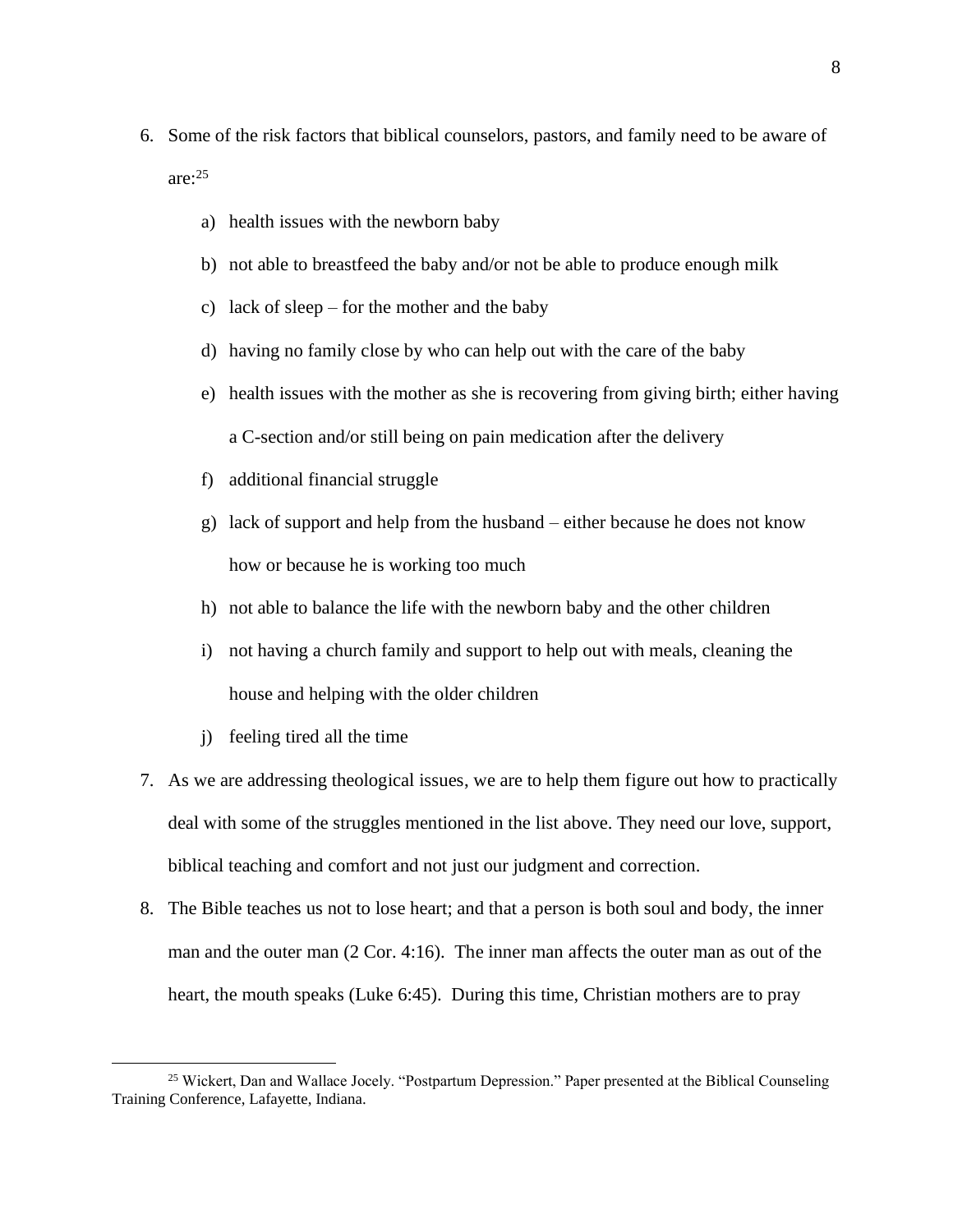6. Some of the risk factors that biblical counselors, pastors, and family need to be aware of are:[25]

   a) health issues with the newborn baby

   b) not able to breastfeed the baby and/or not be able to produce enough milk

   c) lack of sleep – for the mother and the baby

   d) having no family close by who can help out with the care of the baby

   e) health issues with the mother as she is recovering from giving birth; either having a C-section and/or still being on pain medication after the delivery

   f) additional financial struggle

   g) lack of support and help from the husband – either because he does not know how or because he is working too much

   h) not able to balance the life with the newborn baby and the other children

   i) not having a church family and support to help out with meals, cleaning the house and helping with the older children

   j) feeling tired all the time

7. As we are addressing theological issues, we are to help them figure out how to practically deal with some of the struggles mentioned in the list above. They need our love, support, biblical teaching and comfort and not just our judgment and correction.

8. The Bible teaches us not to lose heart; and that a person is both soul and body, the inner man and the outer man (2 Cor. 4:16). The inner man affects the outer man as out of the heart, the mouth speaks (Luke 6:45). During this time, Christian mothers are to pray

---

[25] Wickert, Dan and Wallace Jocely. "Postpartum Depression." Paper presented at the Biblical Counseling Training Conference, Lafayette, Indiana.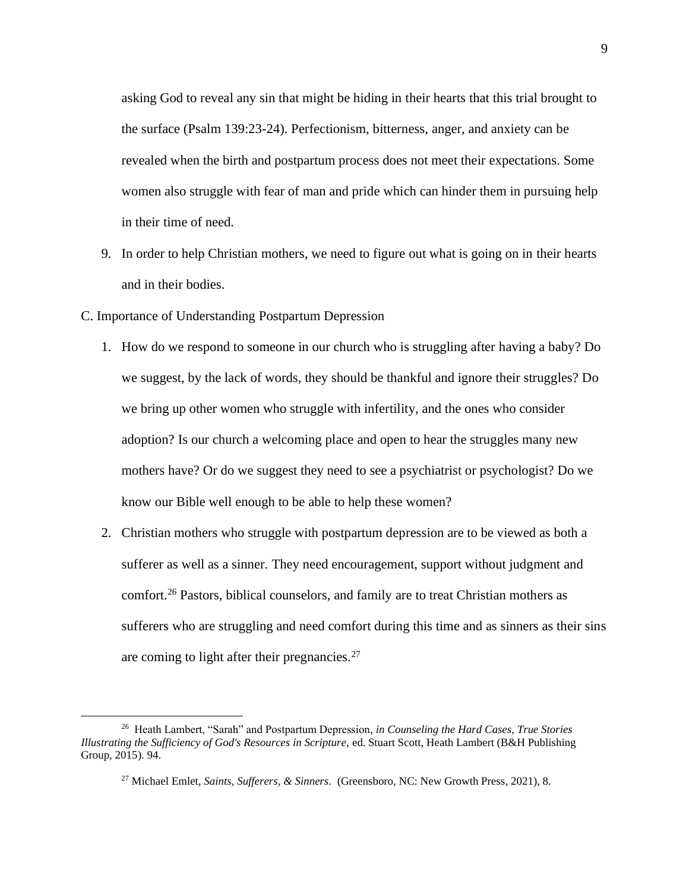asking God to reveal any sin that might be hiding in their hearts that this trial brought to the surface (Psalm 139:23-24). Perfectionism, bitterness, anger, and anxiety can be revealed when the birth and postpartum process does not meet their expectations. Some women also struggle with fear of man and pride which can hinder them in pursuing help in their time of need.

9. In order to help Christian mothers, we need to figure out what is going on in their hearts and in their bodies.

C. Importance of Understanding Postpartum Depression

1. How do we respond to someone in our church who is struggling after having a baby? Do we suggest, by the lack of words, they should be thankful and ignore their struggles? Do we bring up other women who struggle with infertility, and the ones who consider adoption? Is our church a welcoming place and open to hear the struggles many new mothers have? Or do we suggest they need to see a psychiatrist or psychologist? Do we know our Bible well enough to be able to help these women?

2. Christian mothers who struggle with postpartum depression are to be viewed as both a sufferer as well as a sinner. They need encouragement, support without judgment and comfort.[26] Pastors, biblical counselors, and family are to treat Christian mothers as sufferers who are struggling and need comfort during this time and as sinners as their sins are coming to light after their pregnancies.[27]

---

[26] Heath Lambert, "Sarah" and Postpartum Depression*, in Counseling the Hard Cases, True Stories Illustrating the Sufficiency of God's Resources in Scripture,* ed. Stuart Scott, Heath Lambert (B&H Publishing Group, 2015). 94.

[27] Michael Emlet, *Saints, Sufferers, & Sinners*. (Greensboro, NC: New Growth Press, 2021), 8.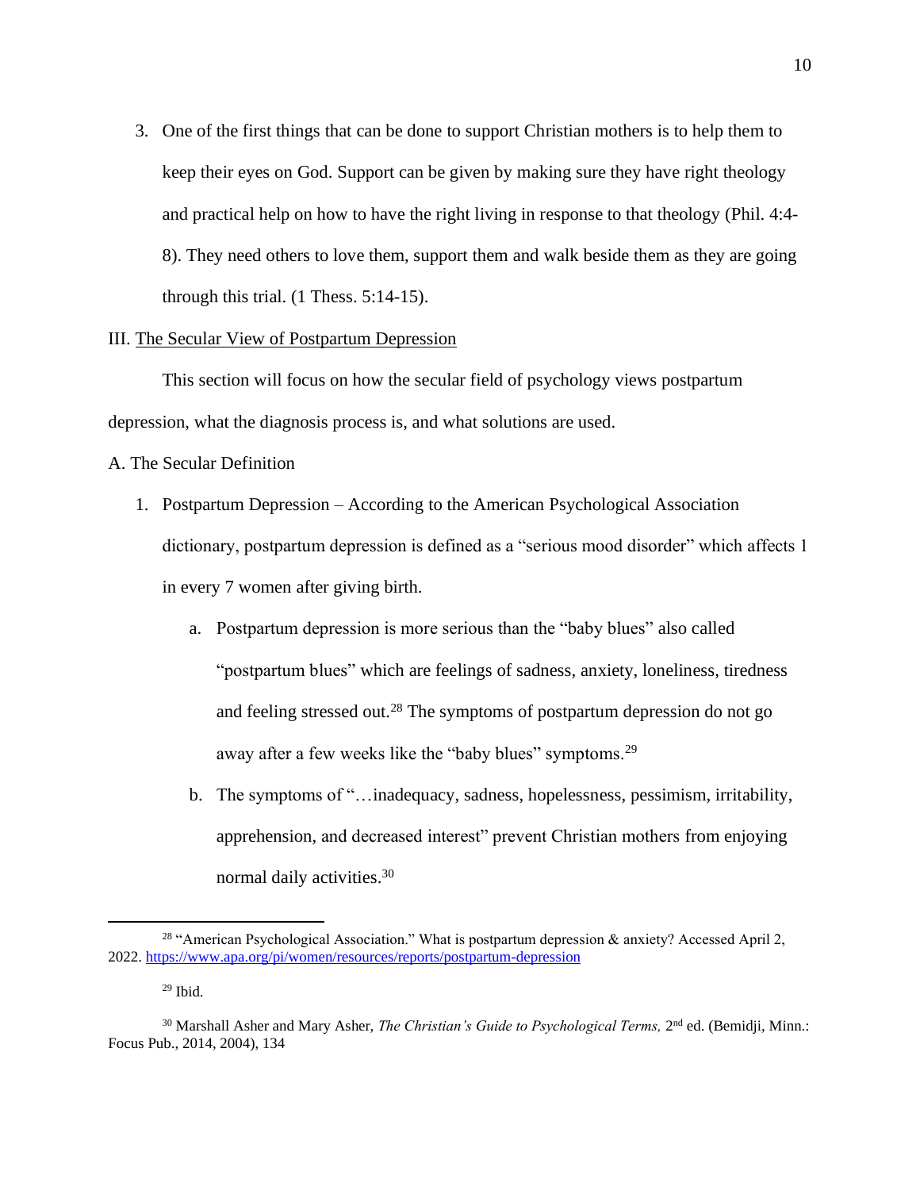3. One of the first things that can be done to support Christian mothers is to help them to keep their eyes on God. Support can be given by making sure they have right theology and practical help on how to have the right living in response to that theology (Phil. 4:4-8). They need others to love them, support them and walk beside them as they are going through this trial. (1 Thess. 5:14-15).

## III. The Secular View of Postpartum Depression

This section will focus on how the secular field of psychology views postpartum depression, what the diagnosis process is, and what solutions are used.

### A. The Secular Definition

1. Postpartum Depression – According to the American Psychological Association dictionary, postpartum depression is defined as a "serious mood disorder" which affects 1 in every 7 women after giving birth.
   a. Postpartum depression is more serious than the "baby blues" also called "postpartum blues" which are feelings of sadness, anxiety, loneliness, tiredness and feeling stressed out.[28] The symptoms of postpartum depression do not go away after a few weeks like the "baby blues" symptoms.[29]
   b. The symptoms of "…inadequacy, sadness, hopelessness, pessimism, irritability, apprehension, and decreased interest" prevent Christian mothers from enjoying normal daily activities.[30]

---

[28] "American Psychological Association." What is postpartum depression & anxiety? Accessed April 2, 2022. https://www.apa.org/pi/women/resources/reports/postpartum-depression

[29] Ibid.

[30] Marshall Asher and Mary Asher, *The Christian's Guide to Psychological Terms,* 2nd ed. (Bemidji, Minn.: Focus Pub., 2014, 2004), 134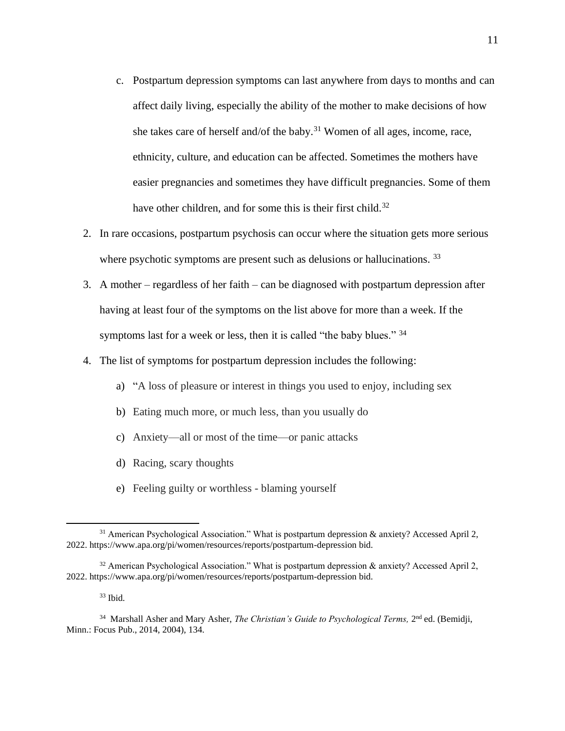c. Postpartum depression symptoms can last anywhere from days to months and can affect daily living, especially the ability of the mother to make decisions of how she takes care of herself and/of the baby.[31] Women of all ages, income, race, ethnicity, culture, and education can be affected. Sometimes the mothers have easier pregnancies and sometimes they have difficult pregnancies. Some of them have other children, and for some this is their first child.[32]

2. In rare occasions, postpartum psychosis can occur where the situation gets more serious where psychotic symptoms are present such as delusions or hallucinations. [33]
3. A mother – regardless of her faith – can be diagnosed with postpartum depression after having at least four of the symptoms on the list above for more than a week. If the symptoms last for a week or less, then it is called "the baby blues." [34]
4. The list of symptoms for postpartum depression includes the following:
   a) "A loss of pleasure or interest in things you used to enjoy, including sex
   b) Eating much more, or much less, than you usually do
   c) Anxiety—all or most of the time—or panic attacks
   d) Racing, scary thoughts
   e) Feeling guilty or worthless - blaming yourself

---

[31] American Psychological Association." What is postpartum depression & anxiety? Accessed April 2, 2022. https://www.apa.org/pi/women/resources/reports/postpartum-depression bid.

[32] American Psychological Association." What is postpartum depression & anxiety? Accessed April 2, 2022. https://www.apa.org/pi/women/resources/reports/postpartum-depression bid.

[33] Ibid.

[34] Marshall Asher and Mary Asher, *The Christian's Guide to Psychological Terms,* 2nd ed. (Bemidji, Minn.: Focus Pub., 2014, 2004), 134.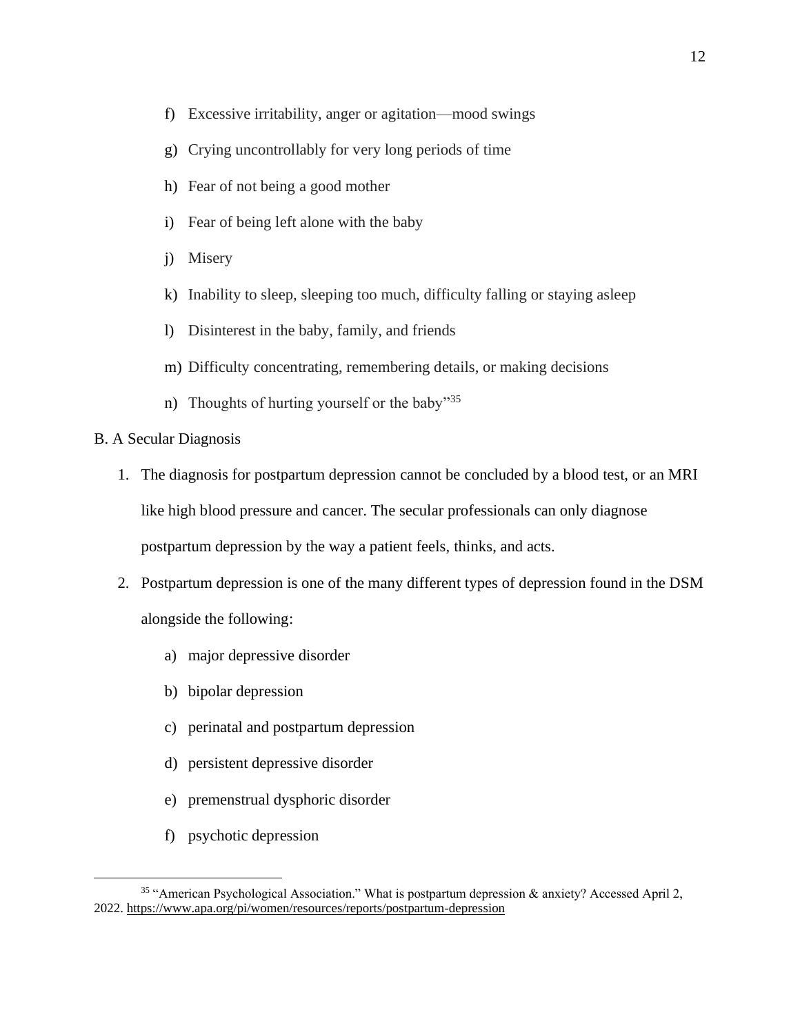f) Excessive irritability, anger or agitation—mood swings

g) Crying uncontrollably for very long periods of time

h) Fear of not being a good mother

i) Fear of being left alone with the baby

j) Misery

k) Inability to sleep, sleeping too much, difficulty falling or staying asleep

l) Disinterest in the baby, family, and friends

m) Difficulty concentrating, remembering details, or making decisions

n) Thoughts of hurting yourself or the baby"[35]

B. A Secular Diagnosis

1. The diagnosis for postpartum depression cannot be concluded by a blood test, or an MRI like high blood pressure and cancer. The secular professionals can only diagnose postpartum depression by the way a patient feels, thinks, and acts.
2. Postpartum depression is one of the many different types of depression found in the DSM alongside the following:
   a) major depressive disorder
   b) bipolar depression
   c) perinatal and postpartum depression
   d) persistent depressive disorder
   e) premenstrual dysphoric disorder
   f) psychotic depression

---

[35] "American Psychological Association." What is postpartum depression & anxiety? Accessed April 2, 2022. https://www.apa.org/pi/women/resources/reports/postpartum-depression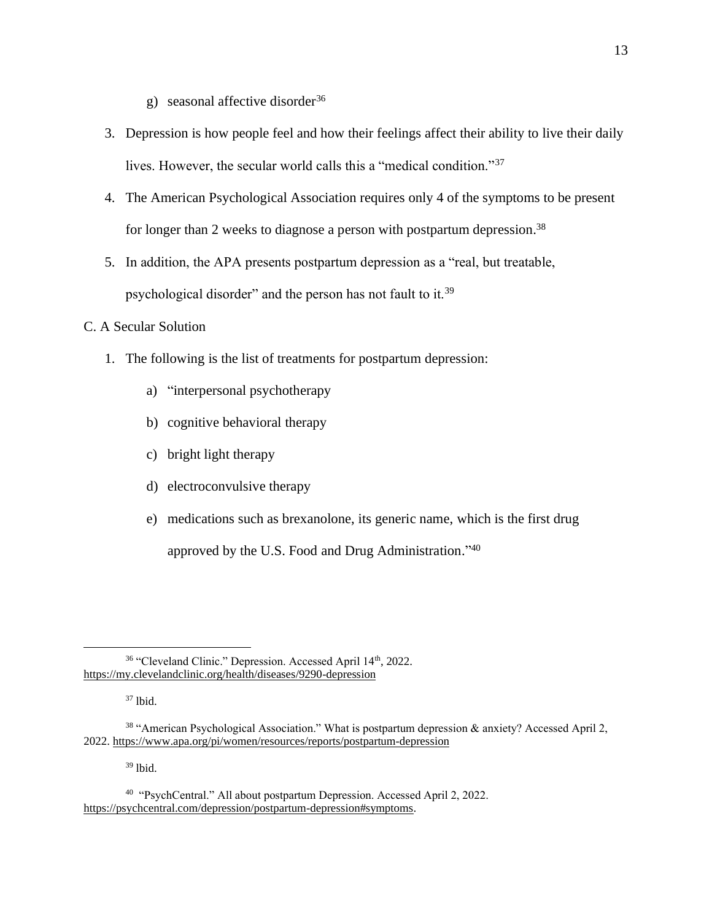g) seasonal affective disorder[36]

3. Depression is how people feel and how their feelings affect their ability to live their daily lives. However, the secular world calls this a "medical condition."[37]
4. The American Psychological Association requires only 4 of the symptoms to be present for longer than 2 weeks to diagnose a person with postpartum depression.[38]
5. In addition, the APA presents postpartum depression as a "real, but treatable, psychological disorder" and the person has not fault to it.[39]

C. A Secular Solution

1. The following is the list of treatments for postpartum depression:
   a) "interpersonal psychotherapy
   b) cognitive behavioral therapy
   c) bright light therapy
   d) electroconvulsive therapy
   e) medications such as brexanolone, its generic name, which is the first drug approved by the U.S. Food and Drug Administration."[40]

---

[36] "Cleveland Clinic." Depression. Accessed April 14th, 2022. https://my.clevelandclinic.org/health/diseases/9290-depression

[37] Ibid.

[38] "American Psychological Association." What is postpartum depression & anxiety? Accessed April 2, 2022. https://www.apa.org/pi/women/resources/reports/postpartum-depression

[39] Ibid.

[40] "PsychCentral." All about postpartum Depression. Accessed April 2, 2022. https://psychcentral.com/depression/postpartum-depression#symptoms.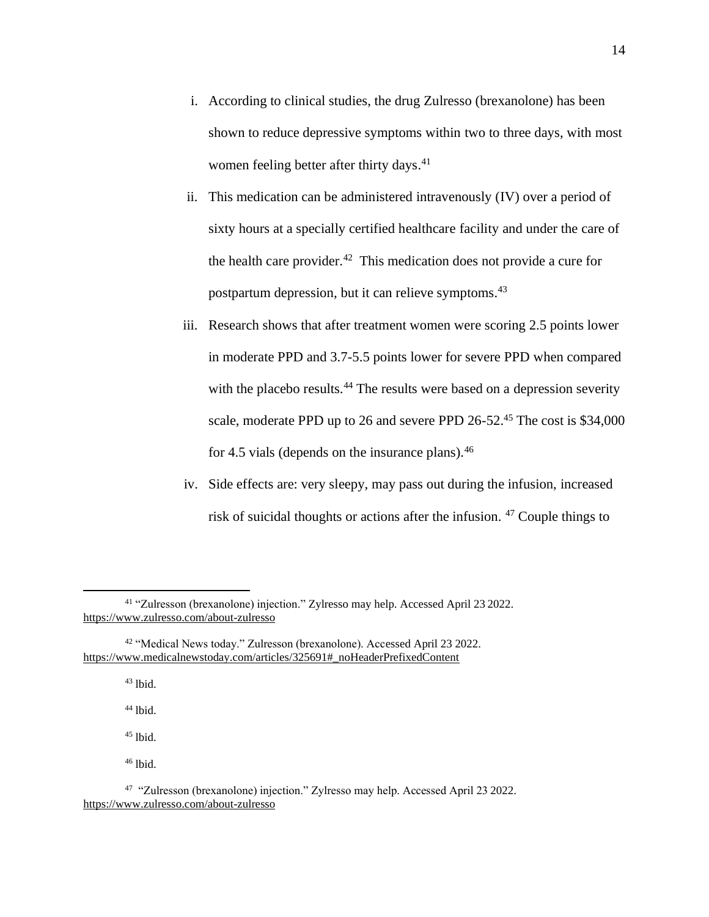i. According to clinical studies, the drug Zulresso (brexanolone) has been shown to reduce depressive symptoms within two to three days, with most women feeling better after thirty days.[41]

ii. This medication can be administered intravenously (IV) over a period of sixty hours at a specially certified healthcare facility and under the care of the health care provider.[42] This medication does not provide a cure for postpartum depression, but it can relieve symptoms.[43]

iii. Research shows that after treatment women were scoring 2.5 points lower in moderate PPD and 3.7-5.5 points lower for severe PPD when compared with the placebo results.[44] The results were based on a depression severity scale, moderate PPD up to 26 and severe PPD 26-52.[45] The cost is $34,000 for 4.5 vials (depends on the insurance plans).[46]

iv. Side effects are: very sleepy, may pass out during the infusion, increased risk of suicidal thoughts or actions after the infusion. [47] Couple things to

---

[41] "Zulresson (brexanolone) injection." Zylresso may help. Accessed April 23 2022. https://www.zulresso.com/about-zulresso

[42] "Medical News today." Zulresson (brexanolone). Accessed April 23 2022. https://www.medicalnewstoday.com/articles/325691#_noHeaderPrefixedContent

[43] Ibid.

[44] Ibid.

[45] Ibid.

[46] Ibid.

[47] "Zulresson (brexanolone) injection." Zylresso may help. Accessed April 23 2022. https://www.zulresso.com/about-zulresso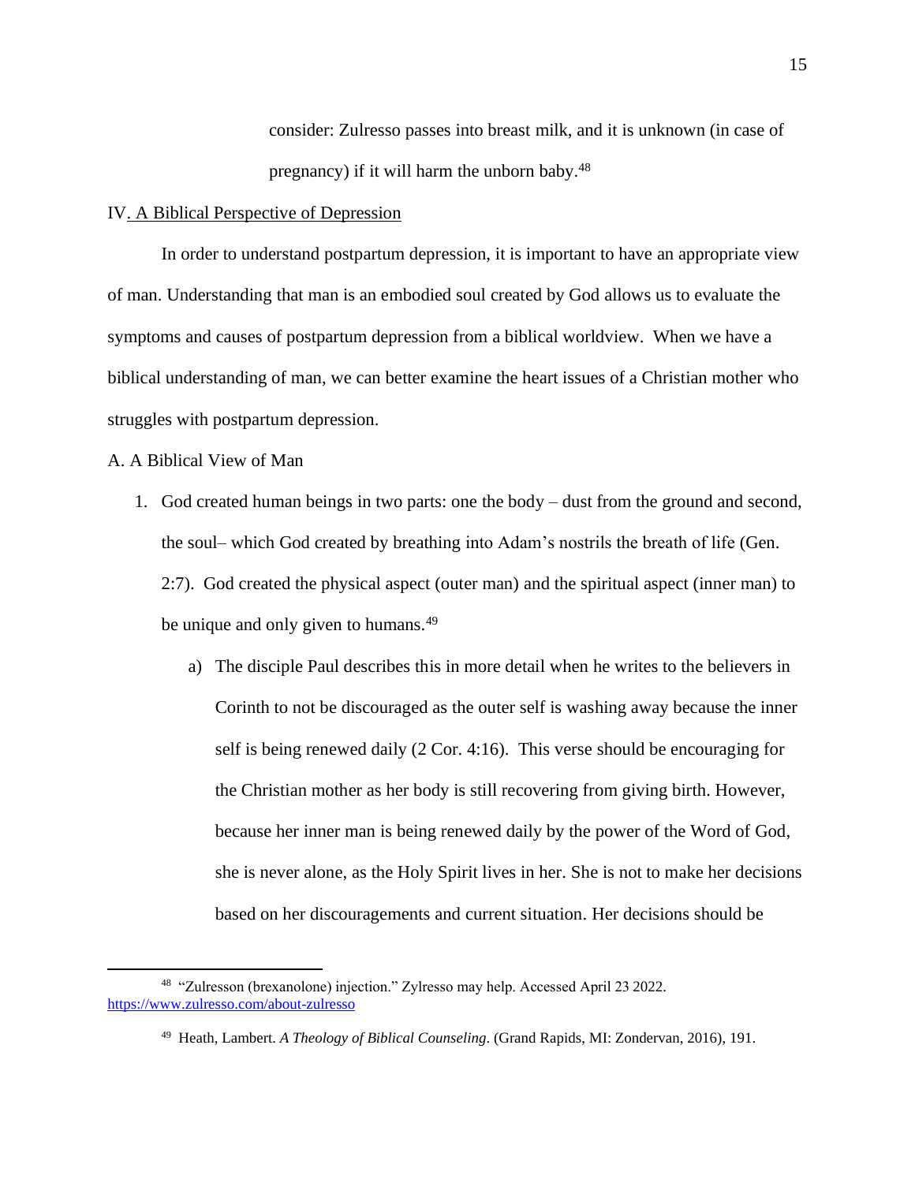consider: Zulresso passes into breast milk, and it is unknown (in case of pregnancy) if it will harm the unborn baby.[48]

## IV. A Biblical Perspective of Depression

In order to understand postpartum depression, it is important to have an appropriate view of man. Understanding that man is an embodied soul created by God allows us to evaluate the symptoms and causes of postpartum depression from a biblical worldview. When we have a biblical understanding of man, we can better examine the heart issues of a Christian mother who struggles with postpartum depression.

### A. A Biblical View of Man

1. God created human beings in two parts: one the body – dust from the ground and second, the soul– which God created by breathing into Adam's nostrils the breath of life (Gen. 2:7). God created the physical aspect (outer man) and the spiritual aspect (inner man) to be unique and only given to humans.[49]

   a) The disciple Paul describes this in more detail when he writes to the believers in Corinth to not be discouraged as the outer self is washing away because the inner self is being renewed daily (2 Cor. 4:16). This verse should be encouraging for the Christian mother as her body is still recovering from giving birth. However, because her inner man is being renewed daily by the power of the Word of God, she is never alone, as the Holy Spirit lives in her. She is not to make her decisions based on her discouragements and current situation. Her decisions should be

---

[48] "Zulresson (brexanolone) injection." Zylresso may help. Accessed April 23 2022. https://www.zulresso.com/about-zulresso

[49] Heath, Lambert. *A Theology of Biblical Counseling*. (Grand Rapids, MI: Zondervan, 2016), 191.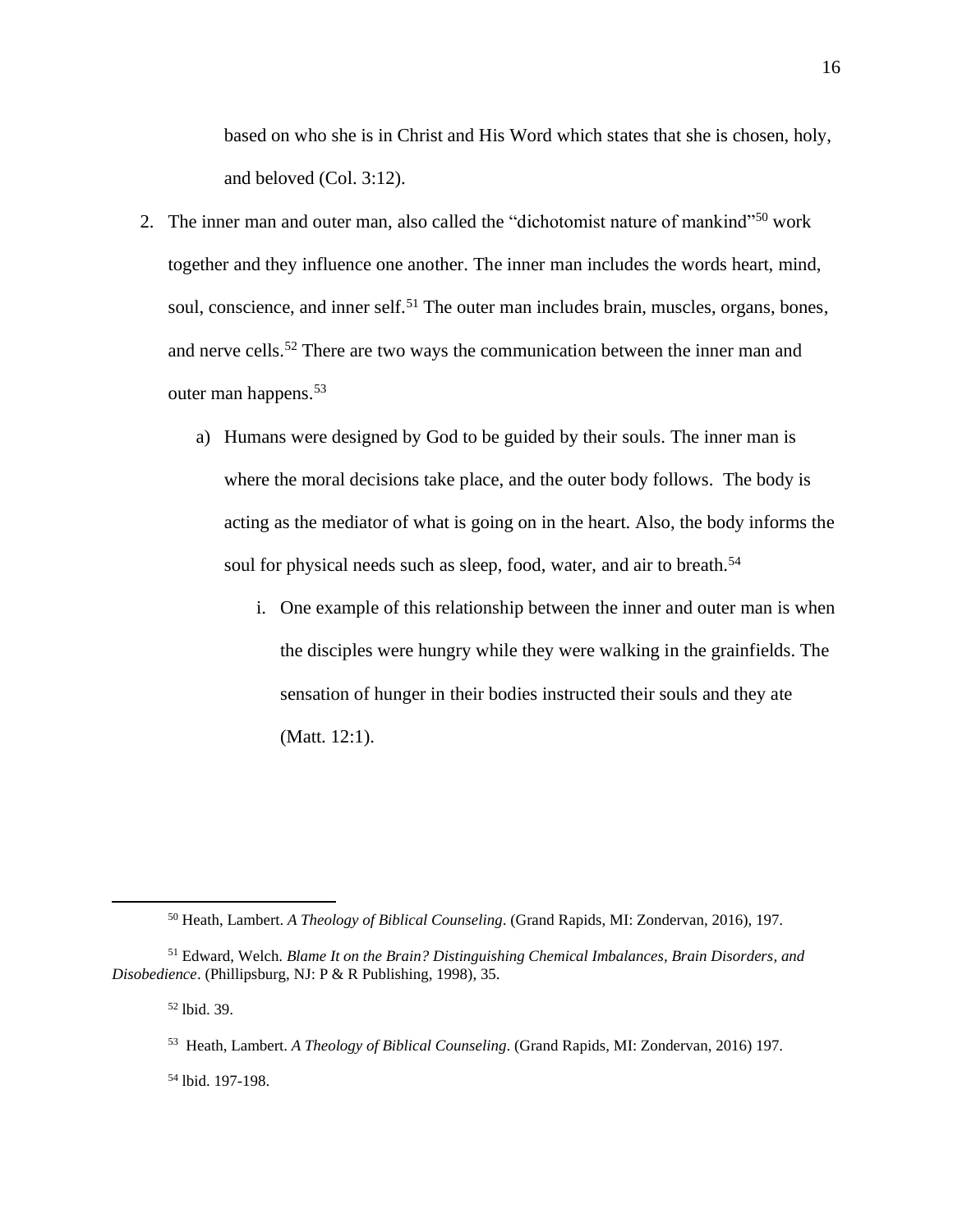based on who she is in Christ and His Word which states that she is chosen, holy, and beloved (Col. 3:12).

2. The inner man and outer man, also called the "dichotomist nature of mankind"[50] work together and they influence one another. The inner man includes the words heart, mind, soul, conscience, and inner self.[51] The outer man includes brain, muscles, organs, bones, and nerve cells.[52] There are two ways the communication between the inner man and outer man happens.[53]

   a) Humans were designed by God to be guided by their souls. The inner man is where the moral decisions take place, and the outer body follows. The body is acting as the mediator of what is going on in the heart. Also, the body informs the soul for physical needs such as sleep, food, water, and air to breath.[54]

      i. One example of this relationship between the inner and outer man is when the disciples were hungry while they were walking in the grainfields. The sensation of hunger in their bodies instructed their souls and they ate (Matt. 12:1).

---

[50] Heath, Lambert. *A Theology of Biblical Counseling*. (Grand Rapids, MI: Zondervan, 2016), 197.

[51] Edward, Welch. *Blame It on the Brain? Distinguishing Chemical Imbalances, Brain Disorders, and Disobedience*. (Phillipsburg, NJ: P & R Publishing, 1998), 35.

[52] Ibid. 39.

[53] Heath, Lambert. *A Theology of Biblical Counseling*. (Grand Rapids, MI: Zondervan, 2016) 197.

[54] Ibid. 197-198.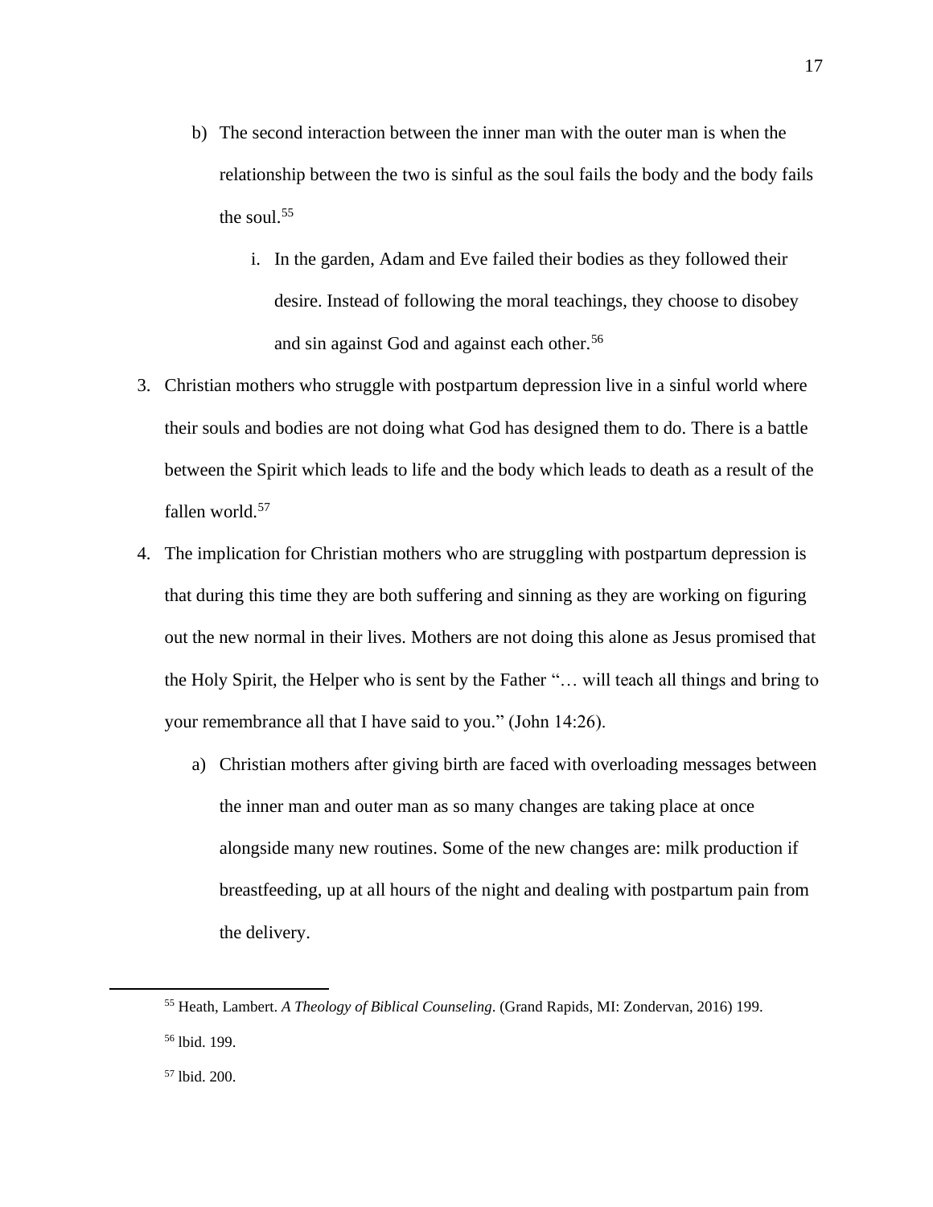b) The second interaction between the inner man with the outer man is when the relationship between the two is sinful as the soul fails the body and the body fails the soul.[55]

   i. In the garden, Adam and Eve failed their bodies as they followed their desire. Instead of following the moral teachings, they choose to disobey and sin against God and against each other.[56]

3. Christian mothers who struggle with postpartum depression live in a sinful world where their souls and bodies are not doing what God has designed them to do. There is a battle between the Spirit which leads to life and the body which leads to death as a result of the fallen world.[57]

4. The implication for Christian mothers who are struggling with postpartum depression is that during this time they are both suffering and sinning as they are working on figuring out the new normal in their lives. Mothers are not doing this alone as Jesus promised that the Holy Spirit, the Helper who is sent by the Father "… will teach all things and bring to your remembrance all that I have said to you." (John 14:26).

   a) Christian mothers after giving birth are faced with overloading messages between the inner man and outer man as so many changes are taking place at once alongside many new routines. Some of the new changes are: milk production if breastfeeding, up at all hours of the night and dealing with postpartum pain from the delivery.

---

[55] Heath, Lambert. *A Theology of Biblical Counseling*. (Grand Rapids, MI: Zondervan, 2016) 199.

[56] Ibid. 199.

[57] Ibid. 200.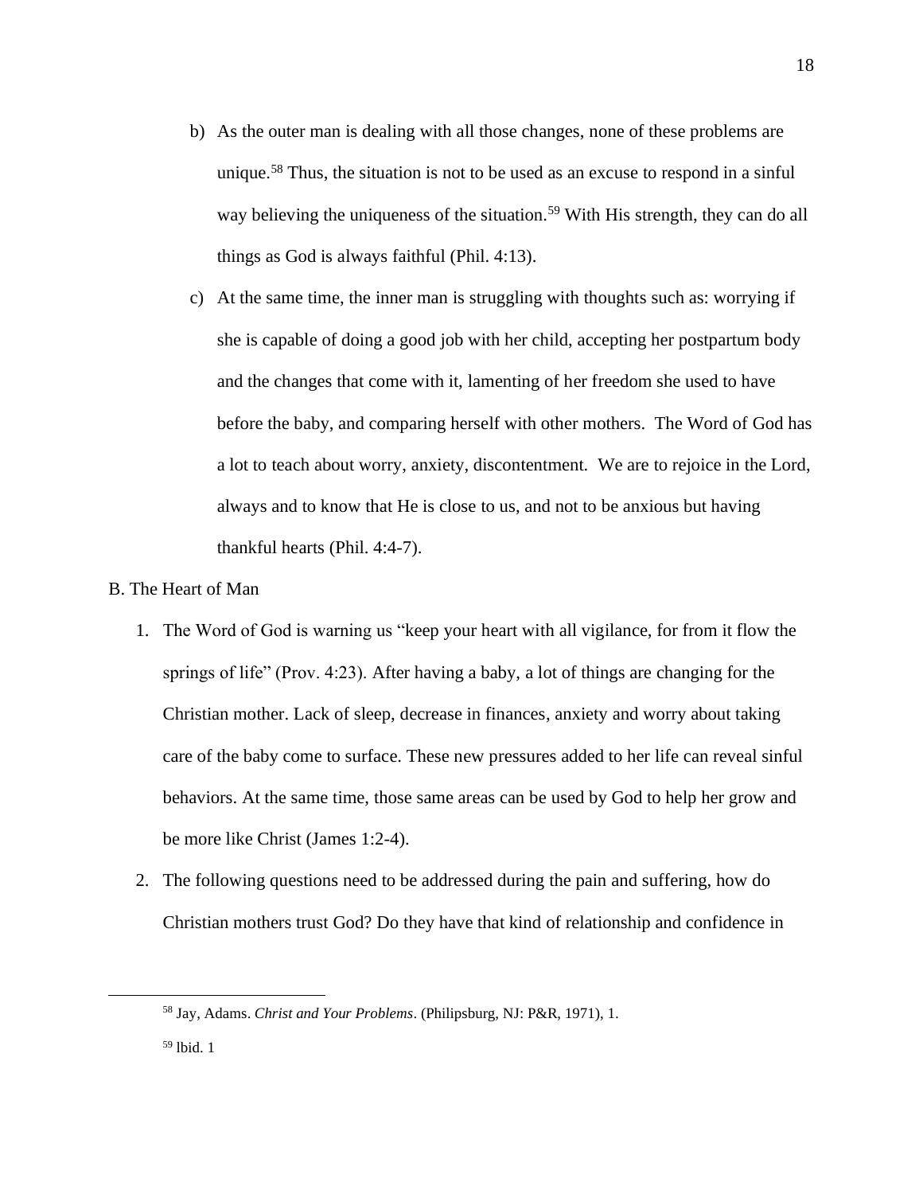b) As the outer man is dealing with all those changes, none of these problems are unique.[58] Thus, the situation is not to be used as an excuse to respond in a sinful way believing the uniqueness of the situation.[59] With His strength, they can do all things as God is always faithful (Phil. 4:13).

c) At the same time, the inner man is struggling with thoughts such as: worrying if she is capable of doing a good job with her child, accepting her postpartum body and the changes that come with it, lamenting of her freedom she used to have before the baby, and comparing herself with other mothers. The Word of God has a lot to teach about worry, anxiety, discontentment. We are to rejoice in the Lord, always and to know that He is close to us, and not to be anxious but having thankful hearts (Phil. 4:4-7).

B. The Heart of Man

1. The Word of God is warning us "keep your heart with all vigilance, for from it flow the springs of life" (Prov. 4:23). After having a baby, a lot of things are changing for the Christian mother. Lack of sleep, decrease in finances, anxiety and worry about taking care of the baby come to surface. These new pressures added to her life can reveal sinful behaviors. At the same time, those same areas can be used by God to help her grow and be more like Christ (James 1:2-4).

2. The following questions need to be addressed during the pain and suffering, how do Christian mothers trust God? Do they have that kind of relationship and confidence in

---

[58] Jay, Adams. *Christ and Your Problems*. (Philipsburg, NJ: P&R, 1971), 1.

[59] lbid. 1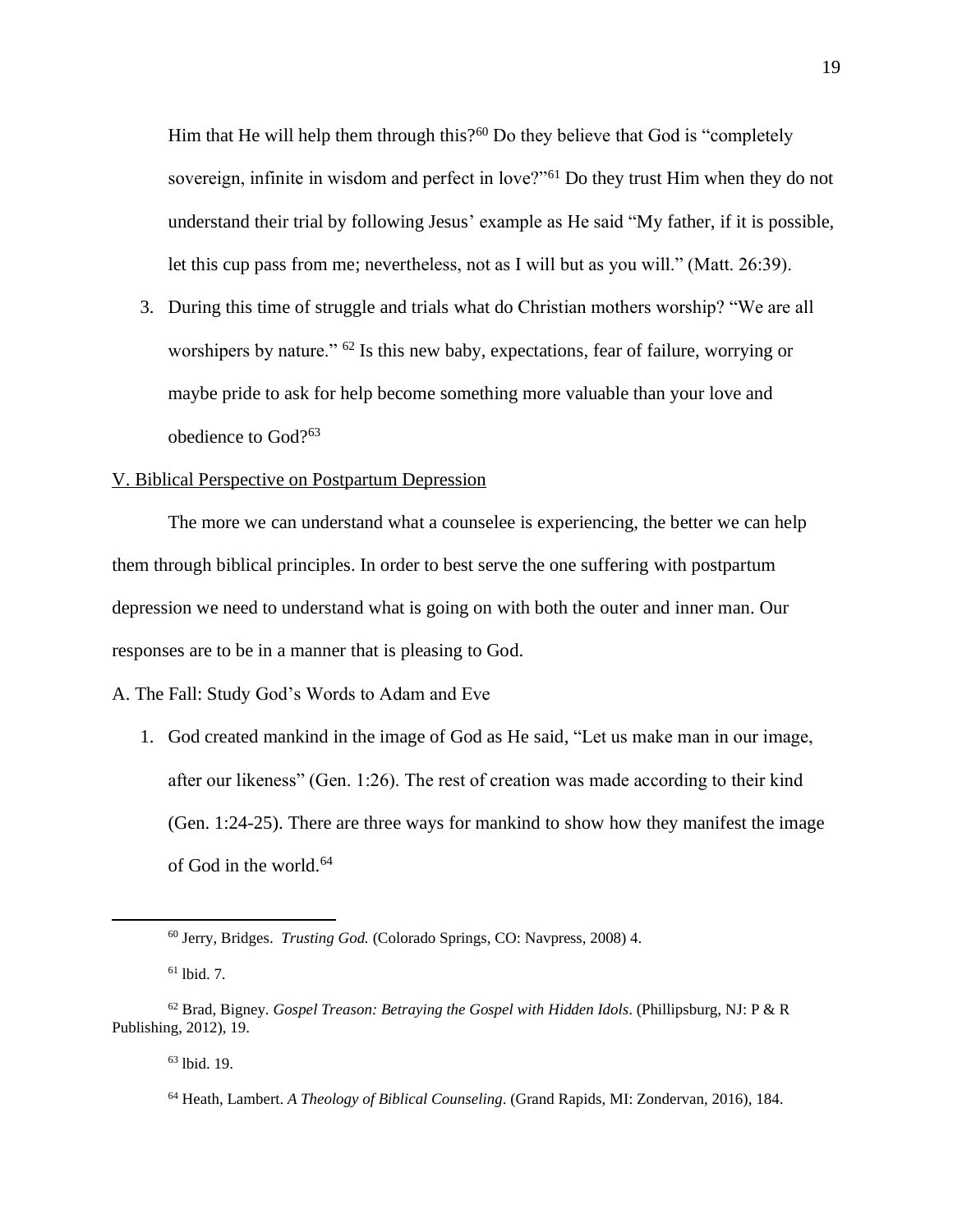Him that He will help them through this?[60] Do they believe that God is "completely sovereign, infinite in wisdom and perfect in love?"[61] Do they trust Him when they do not understand their trial by following Jesus' example as He said "My father, if it is possible, let this cup pass from me; nevertheless, not as I will but as you will." (Matt. 26:39).

3. During this time of struggle and trials what do Christian mothers worship? "We are all worshipers by nature." [62] Is this new baby, expectations, fear of failure, worrying or maybe pride to ask for help become something more valuable than your love and obedience to God?[63]

<u>V. Biblical Perspective on Postpartum Depression</u>

The more we can understand what a counselee is experiencing, the better we can help them through biblical principles. In order to best serve the one suffering with postpartum depression we need to understand what is going on with both the outer and inner man. Our responses are to be in a manner that is pleasing to God.

A. The Fall: Study God's Words to Adam and Eve

1. God created mankind in the image of God as He said, "Let us make man in our image, after our likeness" (Gen. 1:26). The rest of creation was made according to their kind (Gen. 1:24-25). There are three ways for mankind to show how they manifest the image of God in the world.[64]

---

[60] Jerry, Bridges. *Trusting God.* (Colorado Springs, CO: Navpress, 2008) 4.

[61] lbid. 7.

[62] Brad, Bigney. *Gospel Treason: Betraying the Gospel with Hidden Idols*. (Phillipsburg, NJ: P & R Publishing, 2012), 19.

[63] lbid. 19.

[64] Heath, Lambert. *A Theology of Biblical Counseling*. (Grand Rapids, MI: Zondervan, 2016), 184.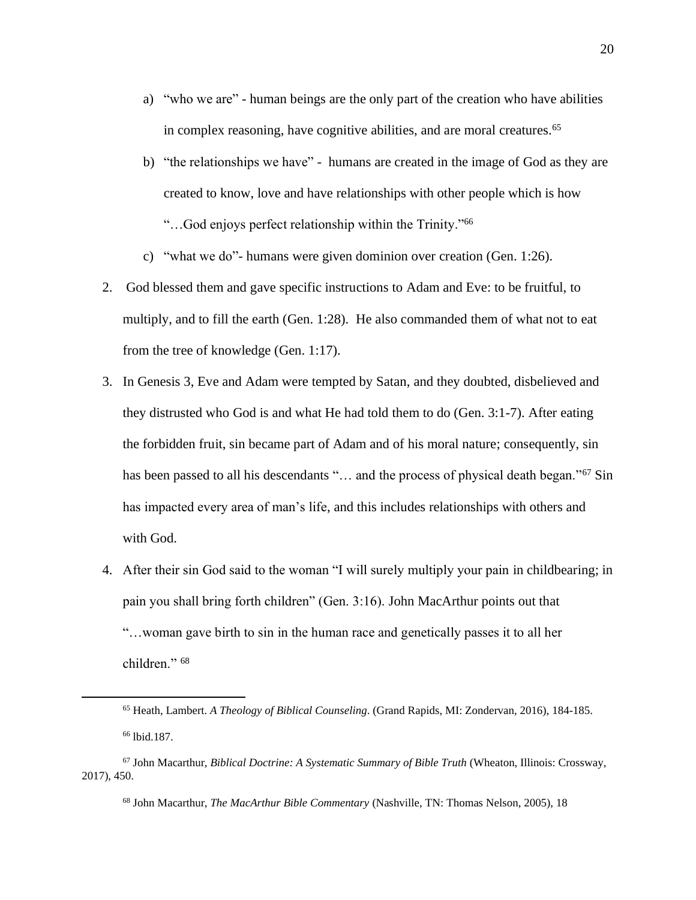a) "who we are" - human beings are the only part of the creation who have abilities in complex reasoning, have cognitive abilities, and are moral creatures.[65]

b) "the relationships we have" - humans are created in the image of God as they are created to know, love and have relationships with other people which is how "…God enjoys perfect relationship within the Trinity."[66]

c) "what we do"- humans were given dominion over creation (Gen. 1:26).

2. God blessed them and gave specific instructions to Adam and Eve: to be fruitful, to multiply, and to fill the earth (Gen. 1:28). He also commanded them of what not to eat from the tree of knowledge (Gen. 1:17).

3. In Genesis 3, Eve and Adam were tempted by Satan, and they doubted, disbelieved and they distrusted who God is and what He had told them to do (Gen. 3:1-7). After eating the forbidden fruit, sin became part of Adam and of his moral nature; consequently, sin has been passed to all his descendants "… and the process of physical death began."[67] Sin has impacted every area of man's life, and this includes relationships with others and with God.

4. After their sin God said to the woman "I will surely multiply your pain in childbearing; in pain you shall bring forth children" (Gen. 3:16). John MacArthur points out that "…woman gave birth to sin in the human race and genetically passes it to all her children." [68]

---

[65] Heath, Lambert. *A Theology of Biblical Counseling*. (Grand Rapids, MI: Zondervan, 2016), 184-185.

[66] lbid.187.

[67] John Macarthur, *Biblical Doctrine: A Systematic Summary of Bible Truth* (Wheaton, Illinois: Crossway, 2017), 450.

[68] John Macarthur, *The MacArthur Bible Commentary* (Nashville, TN: Thomas Nelson, 2005), 18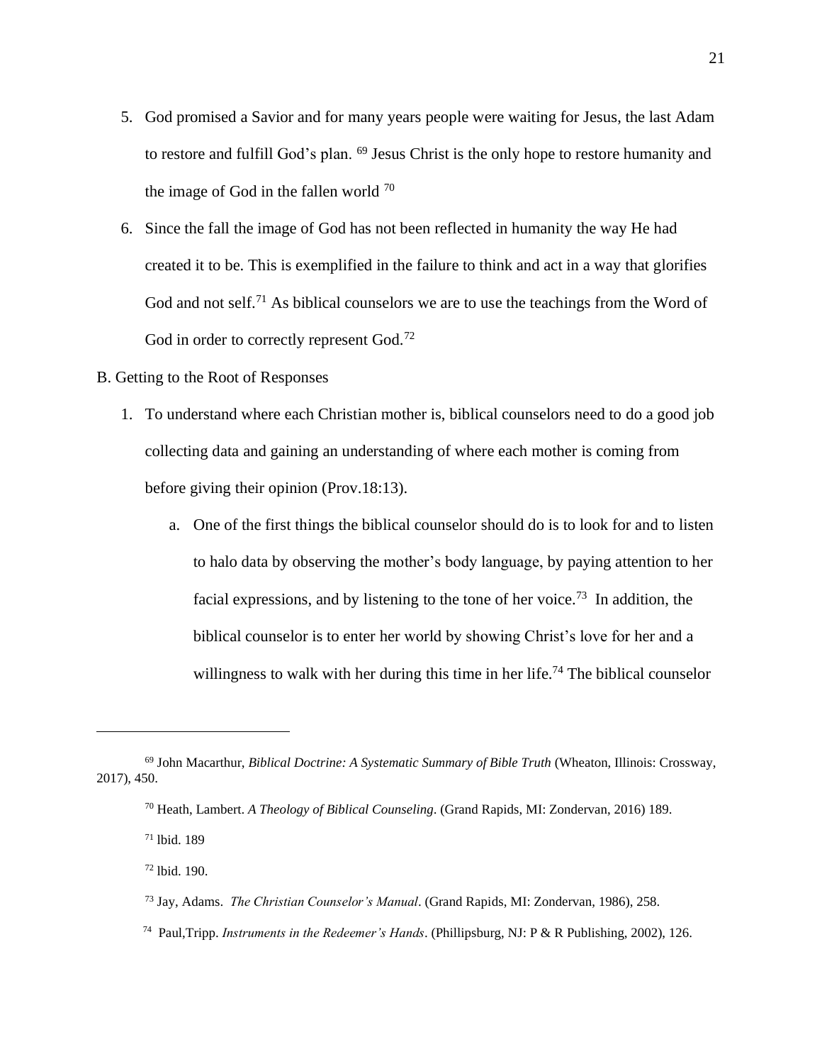5. God promised a Savior and for many years people were waiting for Jesus, the last Adam to restore and fulfill God's plan. [69] Jesus Christ is the only hope to restore humanity and the image of God in the fallen world [70]

6. Since the fall the image of God has not been reflected in humanity the way He had created it to be. This is exemplified in the failure to think and act in a way that glorifies God and not self.[71] As biblical counselors we are to use the teachings from the Word of God in order to correctly represent God.[72]

B. Getting to the Root of Responses

1. To understand where each Christian mother is, biblical counselors need to do a good job collecting data and gaining an understanding of where each mother is coming from before giving their opinion (Prov.18:13).

   a. One of the first things the biblical counselor should do is to look for and to listen to halo data by observing the mother's body language, by paying attention to her facial expressions, and by listening to the tone of her voice.[73] In addition, the biblical counselor is to enter her world by showing Christ's love for her and a willingness to walk with her during this time in her life.[74] The biblical counselor

---

[69] John Macarthur, *Biblical Doctrine: A Systematic Summary of Bible Truth* (Wheaton, Illinois: Crossway, 2017), 450.

[70] Heath, Lambert. *A Theology of Biblical Counseling*. (Grand Rapids, MI: Zondervan, 2016) 189.

[71] lbid. 189

[72] lbid. 190.

[73] Jay, Adams. *The Christian Counselor's Manual*. (Grand Rapids, MI: Zondervan, 1986), 258.

[74] Paul,Tripp. *Instruments in the Redeemer's Hands*. (Phillipsburg, NJ: P & R Publishing, 2002), 126.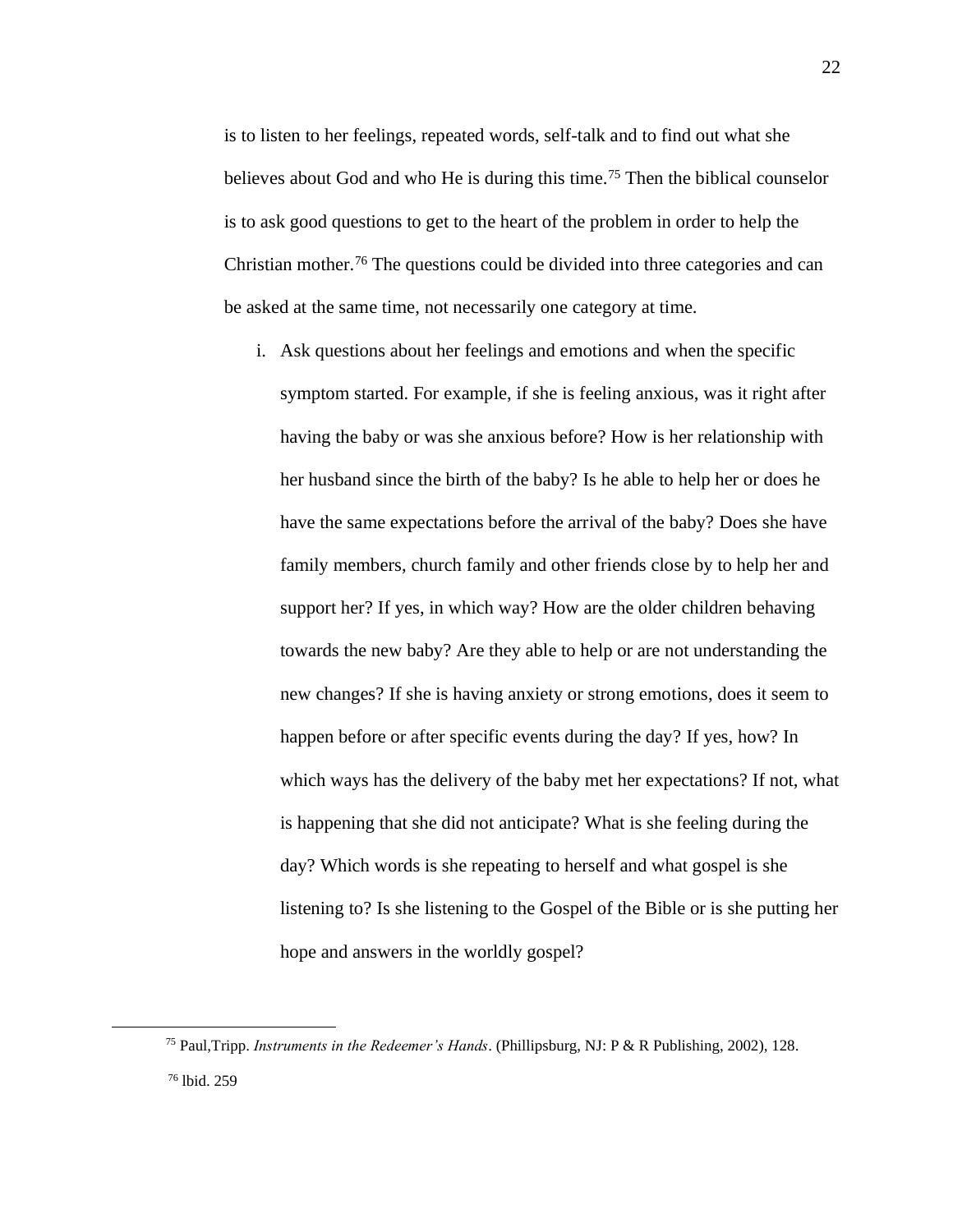is to listen to her feelings, repeated words, self-talk and to find out what she believes about God and who He is during this time.[75] Then the biblical counselor is to ask good questions to get to the heart of the problem in order to help the Christian mother.[76] The questions could be divided into three categories and can be asked at the same time, not necessarily one category at time.

i. Ask questions about her feelings and emotions and when the specific symptom started. For example, if she is feeling anxious, was it right after having the baby or was she anxious before? How is her relationship with her husband since the birth of the baby? Is he able to help her or does he have the same expectations before the arrival of the baby? Does she have family members, church family and other friends close by to help her and support her? If yes, in which way? How are the older children behaving towards the new baby? Are they able to help or are not understanding the new changes? If she is having anxiety or strong emotions, does it seem to happen before or after specific events during the day? If yes, how? In which ways has the delivery of the baby met her expectations? If not, what is happening that she did not anticipate? What is she feeling during the day? Which words is she repeating to herself and what gospel is she listening to? Is she listening to the Gospel of the Bible or is she putting her hope and answers in the worldly gospel?

---

[75] Paul,Tripp. *Instruments in the Redeemer's Hands*. (Phillipsburg, NJ: P & R Publishing, 2002), 128.

[76] lbid. 259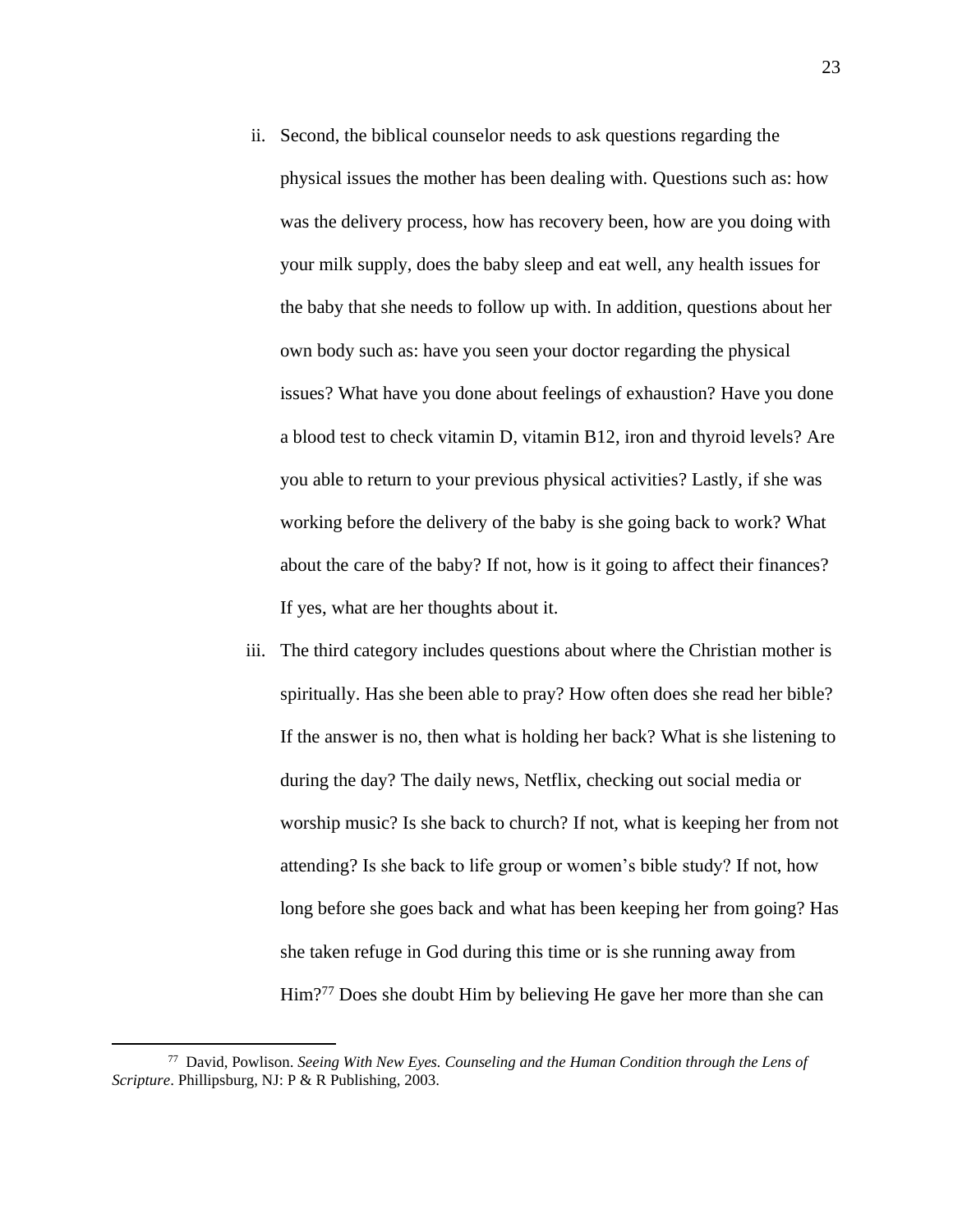ii. Second, the biblical counselor needs to ask questions regarding the physical issues the mother has been dealing with. Questions such as: how was the delivery process, how has recovery been, how are you doing with your milk supply, does the baby sleep and eat well, any health issues for the baby that she needs to follow up with. In addition, questions about her own body such as: have you seen your doctor regarding the physical issues? What have you done about feelings of exhaustion? Have you done a blood test to check vitamin D, vitamin B12, iron and thyroid levels? Are you able to return to your previous physical activities? Lastly, if she was working before the delivery of the baby is she going back to work? What about the care of the baby? If not, how is it going to affect their finances? If yes, what are her thoughts about it.

iii. The third category includes questions about where the Christian mother is spiritually. Has she been able to pray? How often does she read her bible? If the answer is no, then what is holding her back? What is she listening to during the day? The daily news, Netflix, checking out social media or worship music? Is she back to church? If not, what is keeping her from not attending? Is she back to life group or women's bible study? If not, how long before she goes back and what has been keeping her from going? Has she taken refuge in God during this time or is she running away from Him?[77] Does she doubt Him by believing He gave her more than she can

---

[77] David, Powlison. *Seeing With New Eyes. Counseling and the Human Condition through the Lens of Scripture*. Phillipsburg, NJ: P & R Publishing, 2003.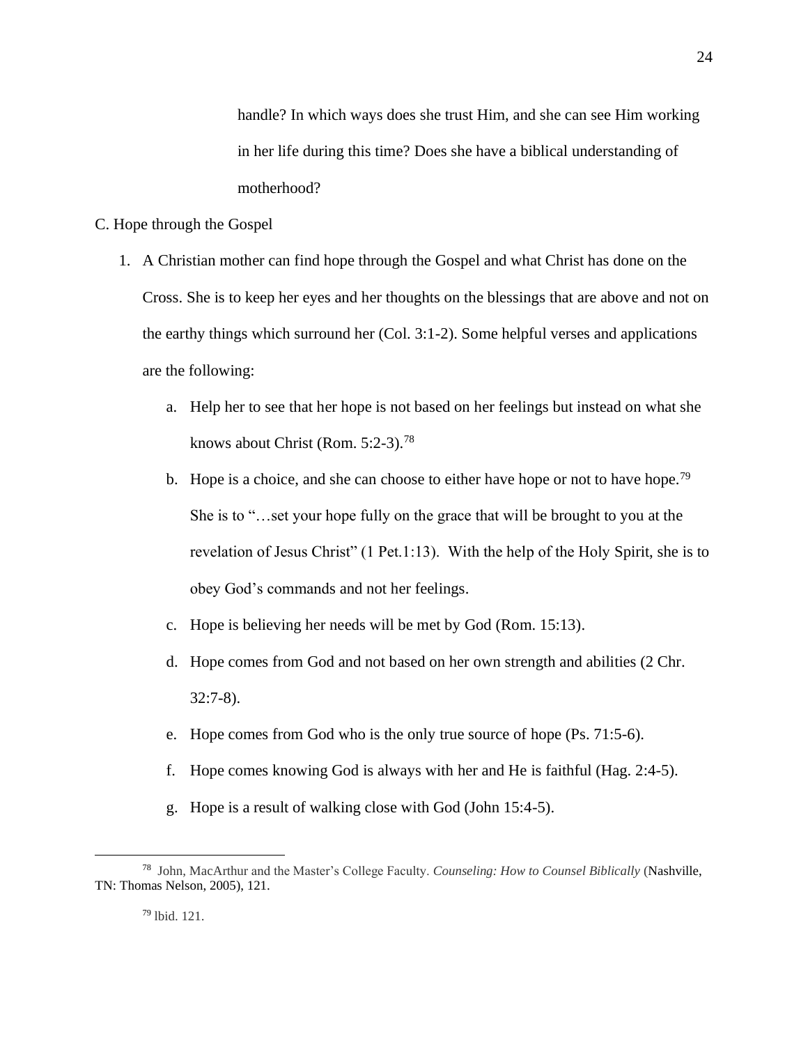handle? In which ways does she trust Him, and she can see Him working in her life during this time? Does she have a biblical understanding of motherhood?

C. Hope through the Gospel

1. A Christian mother can find hope through the Gospel and what Christ has done on the Cross. She is to keep her eyes and her thoughts on the blessings that are above and not on the earthy things which surround her (Col. 3:1-2). Some helpful verses and applications are the following:
   a. Help her to see that her hope is not based on her feelings but instead on what she knows about Christ (Rom. 5:2-3).[78]
   b. Hope is a choice, and she can choose to either have hope or not to have hope.[79] She is to "…set your hope fully on the grace that will be brought to you at the revelation of Jesus Christ" (1 Pet.1:13). With the help of the Holy Spirit, she is to obey God's commands and not her feelings.
   c. Hope is believing her needs will be met by God (Rom. 15:13).
   d. Hope comes from God and not based on her own strength and abilities (2 Chr. 32:7-8).
   e. Hope comes from God who is the only true source of hope (Ps. 71:5-6).
   f. Hope comes knowing God is always with her and He is faithful (Hag. 2:4-5).
   g. Hope is a result of walking close with God (John 15:4-5).

---

[78] John, MacArthur and the Master's College Faculty. *Counseling: How to Counsel Biblically* (Nashville, TN: Thomas Nelson, 2005), 121.

[79] Ibid. 121.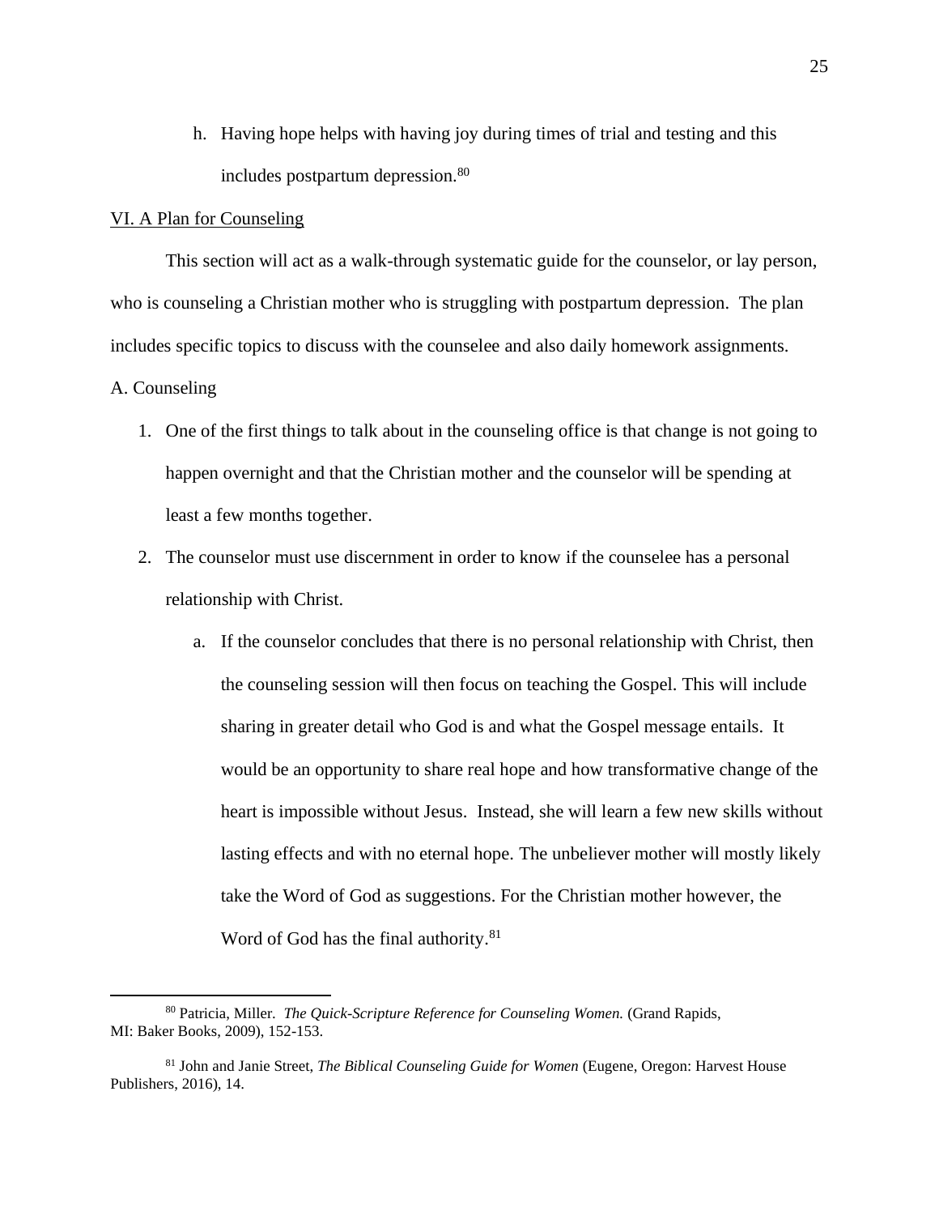h. Having hope helps with having joy during times of trial and testing and this includes postpartum depression.[80]

VI. A Plan for Counseling

This section will act as a walk-through systematic guide for the counselor, or lay person, who is counseling a Christian mother who is struggling with postpartum depression. The plan includes specific topics to discuss with the counselee and also daily homework assignments.

A. Counseling

1. One of the first things to talk about in the counseling office is that change is not going to happen overnight and that the Christian mother and the counselor will be spending at least a few months together.
2. The counselor must use discernment in order to know if the counselee has a personal relationship with Christ.
   a. If the counselor concludes that there is no personal relationship with Christ, then the counseling session will then focus on teaching the Gospel. This will include sharing in greater detail who God is and what the Gospel message entails. It would be an opportunity to share real hope and how transformative change of the heart is impossible without Jesus. Instead, she will learn a few new skills without lasting effects and with no eternal hope. The unbeliever mother will mostly likely take the Word of God as suggestions. For the Christian mother however, the Word of God has the final authority.[81]

---

[80] Patricia, Miller. *The Quick-Scripture Reference for Counseling Women.* (Grand Rapids, MI: Baker Books, 2009), 152-153.

[81] John and Janie Street, *The Biblical Counseling Guide for Women* (Eugene, Oregon: Harvest House Publishers, 2016), 14.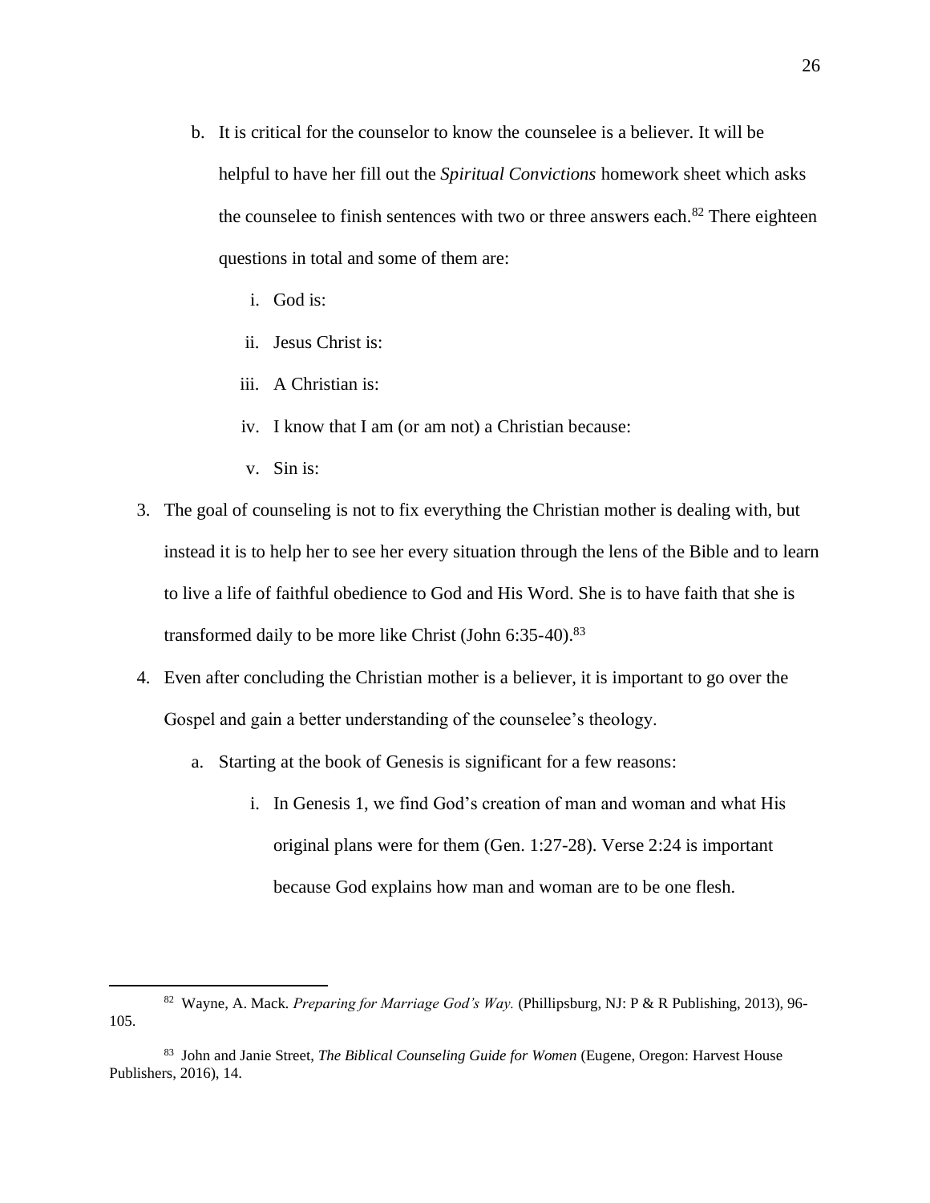b. It is critical for the counselor to know the counselee is a believer. It will be helpful to have her fill out the *Spiritual Convictions* homework sheet which asks the counselee to finish sentences with two or three answers each.[82] There eighteen questions in total and some of them are:

    i. God is:

    ii. Jesus Christ is:

    iii. A Christian is:

    iv. I know that I am (or am not) a Christian because:

    v. Sin is:

3. The goal of counseling is not to fix everything the Christian mother is dealing with, but instead it is to help her to see her every situation through the lens of the Bible and to learn to live a life of faithful obedience to God and His Word. She is to have faith that she is transformed daily to be more like Christ (John 6:35-40).[83]

4. Even after concluding the Christian mother is a believer, it is important to go over the Gospel and gain a better understanding of the counselee's theology.

    a. Starting at the book of Genesis is significant for a few reasons:

        i. In Genesis 1, we find God's creation of man and woman and what His original plans were for them (Gen. 1:27-28). Verse 2:24 is important because God explains how man and woman are to be one flesh.

---

[82] Wayne, A. Mack. *Preparing for Marriage God's Way.* (Phillipsburg, NJ: P & R Publishing, 2013), 96-105.

[83] John and Janie Street, *The Biblical Counseling Guide for Women* (Eugene, Oregon: Harvest House Publishers, 2016), 14.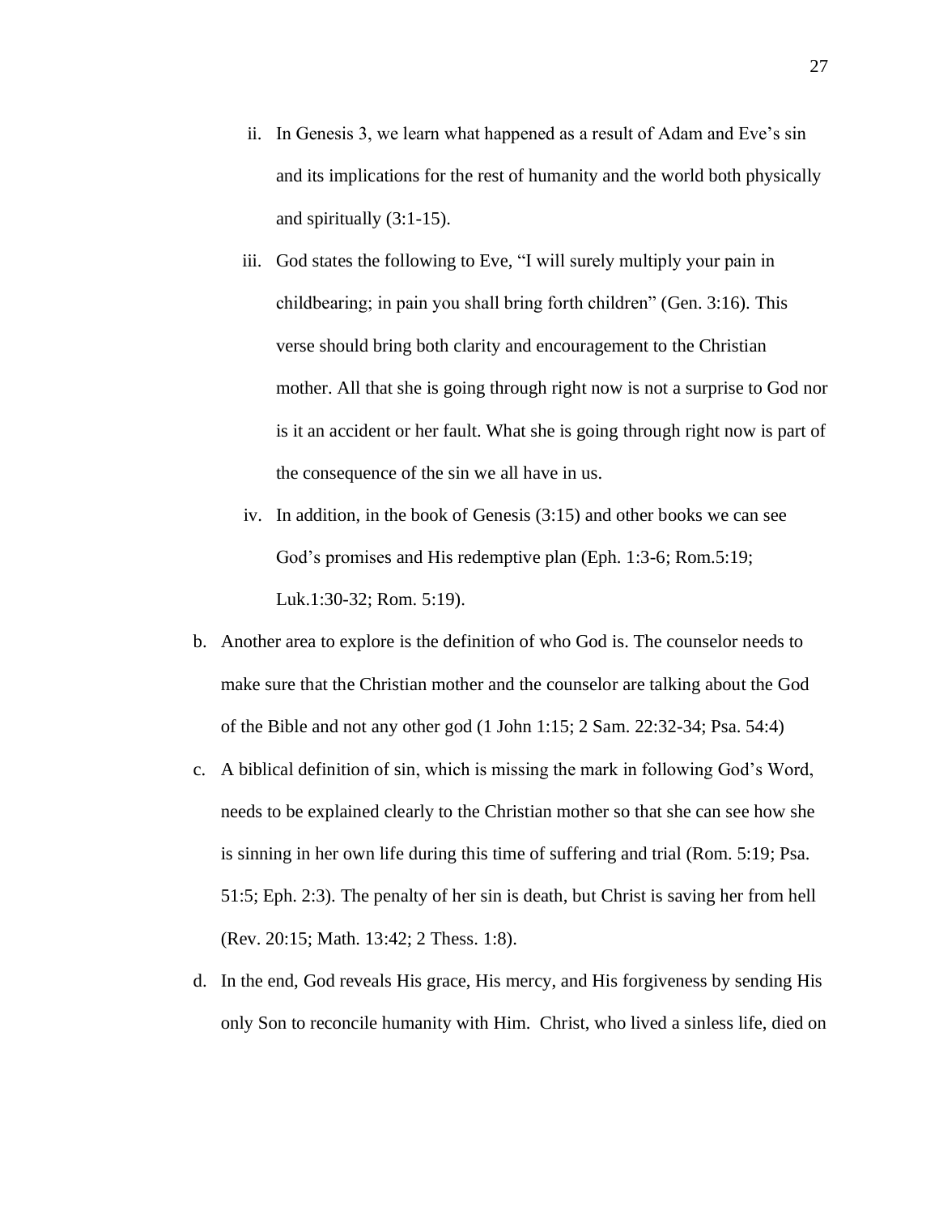ii. In Genesis 3, we learn what happened as a result of Adam and Eve's sin and its implications for the rest of humanity and the world both physically and spiritually (3:1-15).

iii. God states the following to Eve, "I will surely multiply your pain in childbearing; in pain you shall bring forth children" (Gen. 3:16). This verse should bring both clarity and encouragement to the Christian mother. All that she is going through right now is not a surprise to God nor is it an accident or her fault. What she is going through right now is part of the consequence of the sin we all have in us.

iv. In addition, in the book of Genesis (3:15) and other books we can see God's promises and His redemptive plan (Eph. 1:3-6; Rom.5:19; Luk.1:30-32; Rom. 5:19).

b. Another area to explore is the definition of who God is. The counselor needs to make sure that the Christian mother and the counselor are talking about the God of the Bible and not any other god (1 John 1:15; 2 Sam. 22:32-34; Psa. 54:4)

c. A biblical definition of sin, which is missing the mark in following God's Word, needs to be explained clearly to the Christian mother so that she can see how she is sinning in her own life during this time of suffering and trial (Rom. 5:19; Psa. 51:5; Eph. 2:3). The penalty of her sin is death, but Christ is saving her from hell (Rev. 20:15; Math. 13:42; 2 Thess. 1:8).

d. In the end, God reveals His grace, His mercy, and His forgiveness by sending His only Son to reconcile humanity with Him. Christ, who lived a sinless life, died on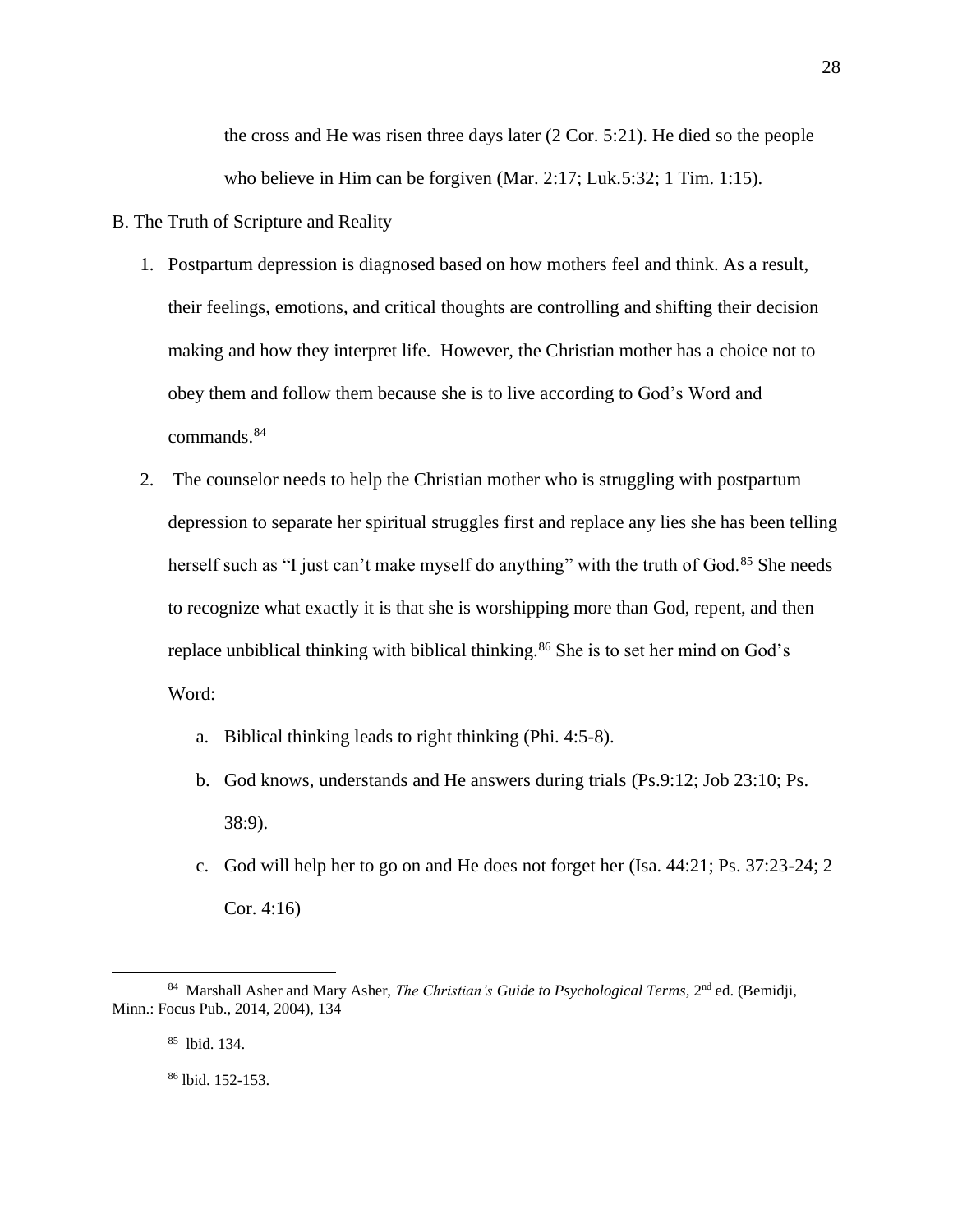the cross and He was risen three days later (2 Cor. 5:21). He died so the people who believe in Him can be forgiven (Mar. 2:17; Luk.5:32; 1 Tim. 1:15).

B. The Truth of Scripture and Reality

1. Postpartum depression is diagnosed based on how mothers feel and think. As a result, their feelings, emotions, and critical thoughts are controlling and shifting their decision making and how they interpret life. However, the Christian mother has a choice not to obey them and follow them because she is to live according to God's Word and commands.[84]

2. The counselor needs to help the Christian mother who is struggling with postpartum depression to separate her spiritual struggles first and replace any lies she has been telling herself such as "I just can't make myself do anything" with the truth of God.[85] She needs to recognize what exactly it is that she is worshipping more than God, repent, and then replace unbiblical thinking with biblical thinking.[86] She is to set her mind on God's Word:

   a. Biblical thinking leads to right thinking (Phi. 4:5-8).

   b. God knows, understands and He answers during trials (Ps.9:12; Job 23:10; Ps. 38:9).

   c. God will help her to go on and He does not forget her (Isa. 44:21; Ps. 37:23-24; 2 Cor. 4:16)

---

[84] Marshall Asher and Mary Asher, *The Christian's Guide to Psychological Terms*, 2nd ed. (Bemidji, Minn.: Focus Pub., 2014, 2004), 134

[85] lbid. 134.

[86] lbid. 152-153.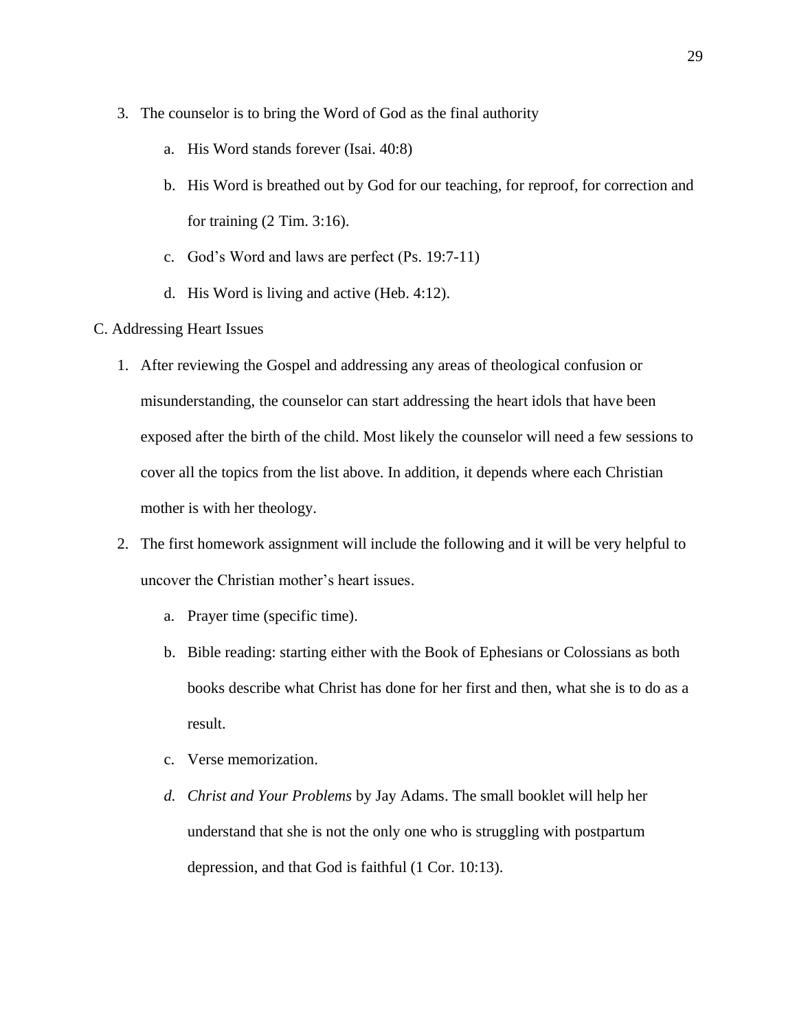3. The counselor is to bring the Word of God as the final authority
    a. His Word stands forever (Isai. 40:8)
    b. His Word is breathed out by God for our teaching, for reproof, for correction and for training (2 Tim. 3:16).
    c. God's Word and laws are perfect (Ps. 19:7-11)
    d. His Word is living and active (Heb. 4:12).

C. Addressing Heart Issues

1. After reviewing the Gospel and addressing any areas of theological confusion or misunderstanding, the counselor can start addressing the heart idols that have been exposed after the birth of the child. Most likely the counselor will need a few sessions to cover all the topics from the list above. In addition, it depends where each Christian mother is with her theology.
2. The first homework assignment will include the following and it will be very helpful to uncover the Christian mother's heart issues.
    a. Prayer time (specific time).
    b. Bible reading: starting either with the Book of Ephesians or Colossians as both books describe what Christ has done for her first and then, what she is to do as a result.
    c. Verse memorization.
    d. *Christ and Your Problems* by Jay Adams. The small booklet will help her understand that she is not the only one who is struggling with postpartum depression, and that God is faithful (1 Cor. 10:13).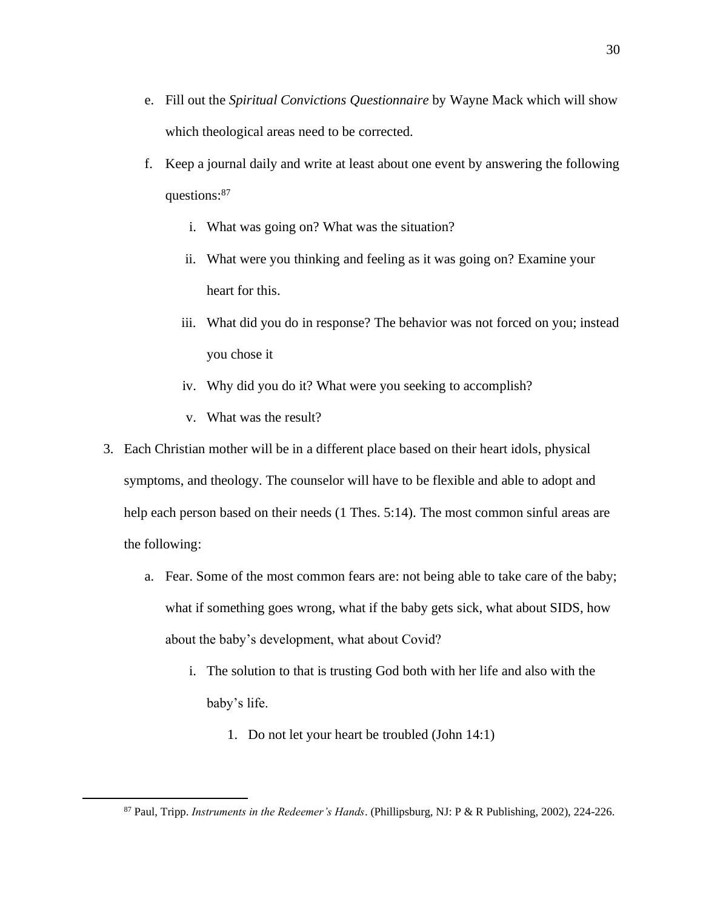e. Fill out the *Spiritual Convictions Questionnaire* by Wayne Mack which will show which theological areas need to be corrected.

f. Keep a journal daily and write at least about one event by answering the following questions:[87]

   i. What was going on? What was the situation?

   ii. What were you thinking and feeling as it was going on? Examine your heart for this.

   iii. What did you do in response? The behavior was not forced on you; instead you chose it

   iv. Why did you do it? What were you seeking to accomplish?

   v. What was the result?

3. Each Christian mother will be in a different place based on their heart idols, physical symptoms, and theology. The counselor will have to be flexible and able to adopt and help each person based on their needs (1 Thes. 5:14). The most common sinful areas are the following:

   a. Fear. Some of the most common fears are: not being able to take care of the baby; what if something goes wrong, what if the baby gets sick, what about SIDS, how about the baby's development, what about Covid?

      i. The solution to that is trusting God both with her life and also with the baby's life.

         1. Do not let your heart be troubled (John 14:1)

---

[87] Paul, Tripp. *Instruments in the Redeemer's Hands*. (Phillipsburg, NJ: P & R Publishing, 2002), 224-226.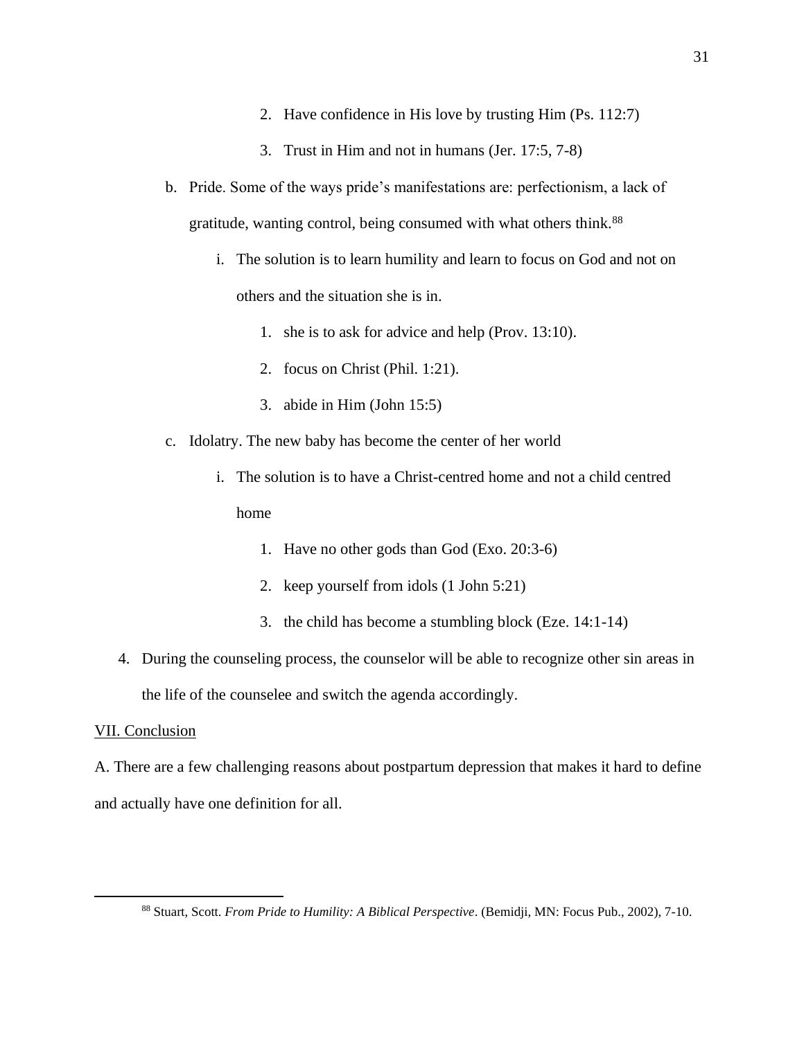2. Have confidence in His love by trusting Him (Ps. 112:7)
3. Trust in Him and not in humans (Jer. 17:5, 7-8)

b. Pride. Some of the ways pride's manifestations are: perfectionism, a lack of gratitude, wanting control, being consumed with what others think.[88]

i. The solution is to learn humility and learn to focus on God and not on others and the situation she is in.

1. she is to ask for advice and help (Prov. 13:10).
2. focus on Christ (Phil. 1:21).
3. abide in Him (John 15:5)

c. Idolatry. The new baby has become the center of her world

i. The solution is to have a Christ-centred home and not a child centred home

1. Have no other gods than God (Exo. 20:3-6)
2. keep yourself from idols (1 John 5:21)
3. the child has become a stumbling block (Eze. 14:1-14)

4. During the counseling process, the counselor will be able to recognize other sin areas in the life of the counselee and switch the agenda accordingly.

<u>VII. Conclusion</u>

A. There are a few challenging reasons about postpartum depression that makes it hard to define and actually have one definition for all.

---

[88] Stuart, Scott. *From Pride to Humility: A Biblical Perspective*. (Bemidji, MN: Focus Pub., 2002), 7-10.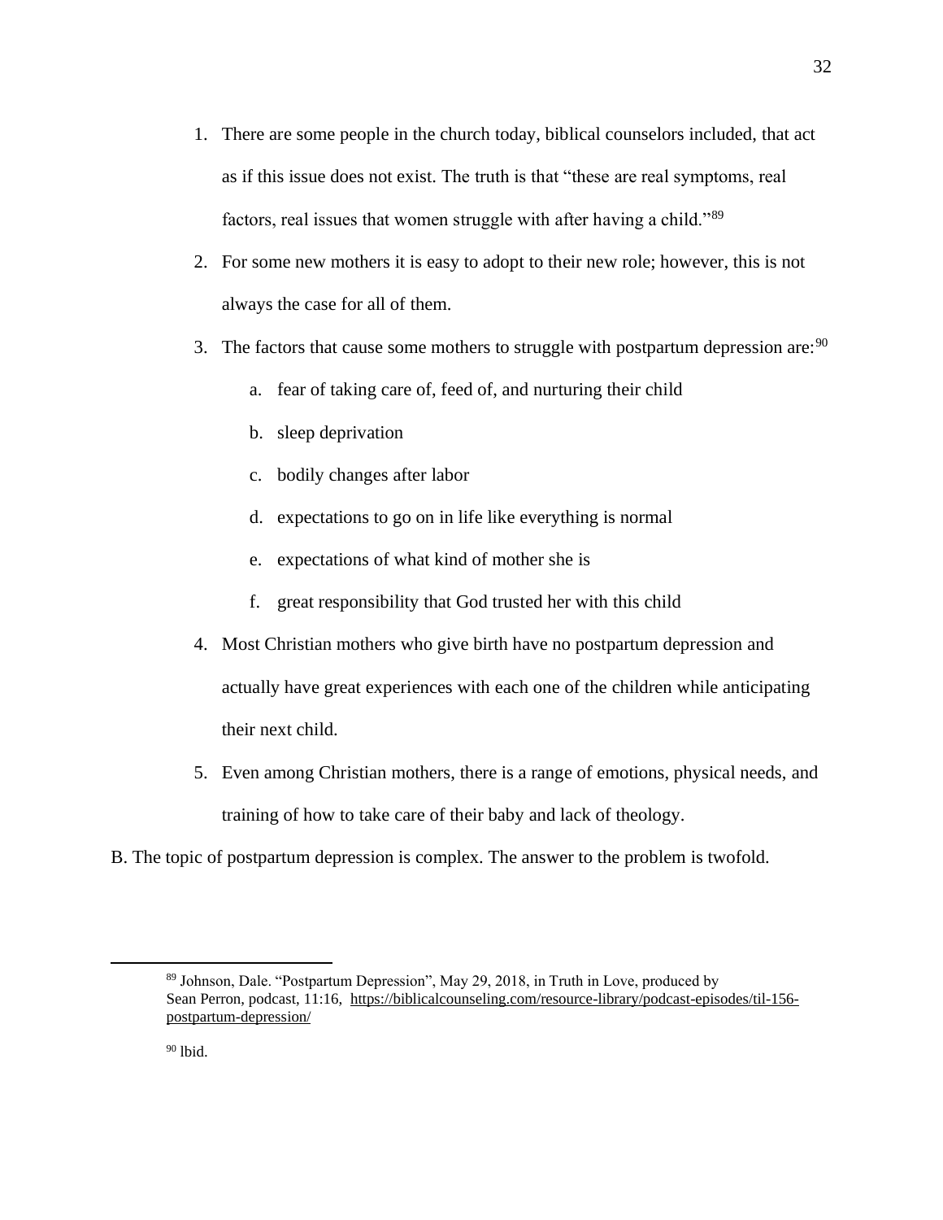1. There are some people in the church today, biblical counselors included, that act as if this issue does not exist. The truth is that "these are real symptoms, real factors, real issues that women struggle with after having a child."[89]
2. For some new mothers it is easy to adopt to their new role; however, this is not always the case for all of them.
3. The factors that cause some mothers to struggle with postpartum depression are:[90]
    a. fear of taking care of, feed of, and nurturing their child
    b. sleep deprivation
    c. bodily changes after labor
    d. expectations to go on in life like everything is normal
    e. expectations of what kind of mother she is
    f. great responsibility that God trusted her with this child
4. Most Christian mothers who give birth have no postpartum depression and actually have great experiences with each one of the children while anticipating their next child.
5. Even among Christian mothers, there is a range of emotions, physical needs, and training of how to take care of their baby and lack of theology.

B. The topic of postpartum depression is complex. The answer to the problem is twofold.

---

[89] Johnson, Dale. "Postpartum Depression", May 29, 2018, in Truth in Love, produced by Sean Perron, podcast, 11:16, https://biblicalcounseling.com/resource-library/podcast-episodes/til-156-postpartum-depression/

[90] Ibid.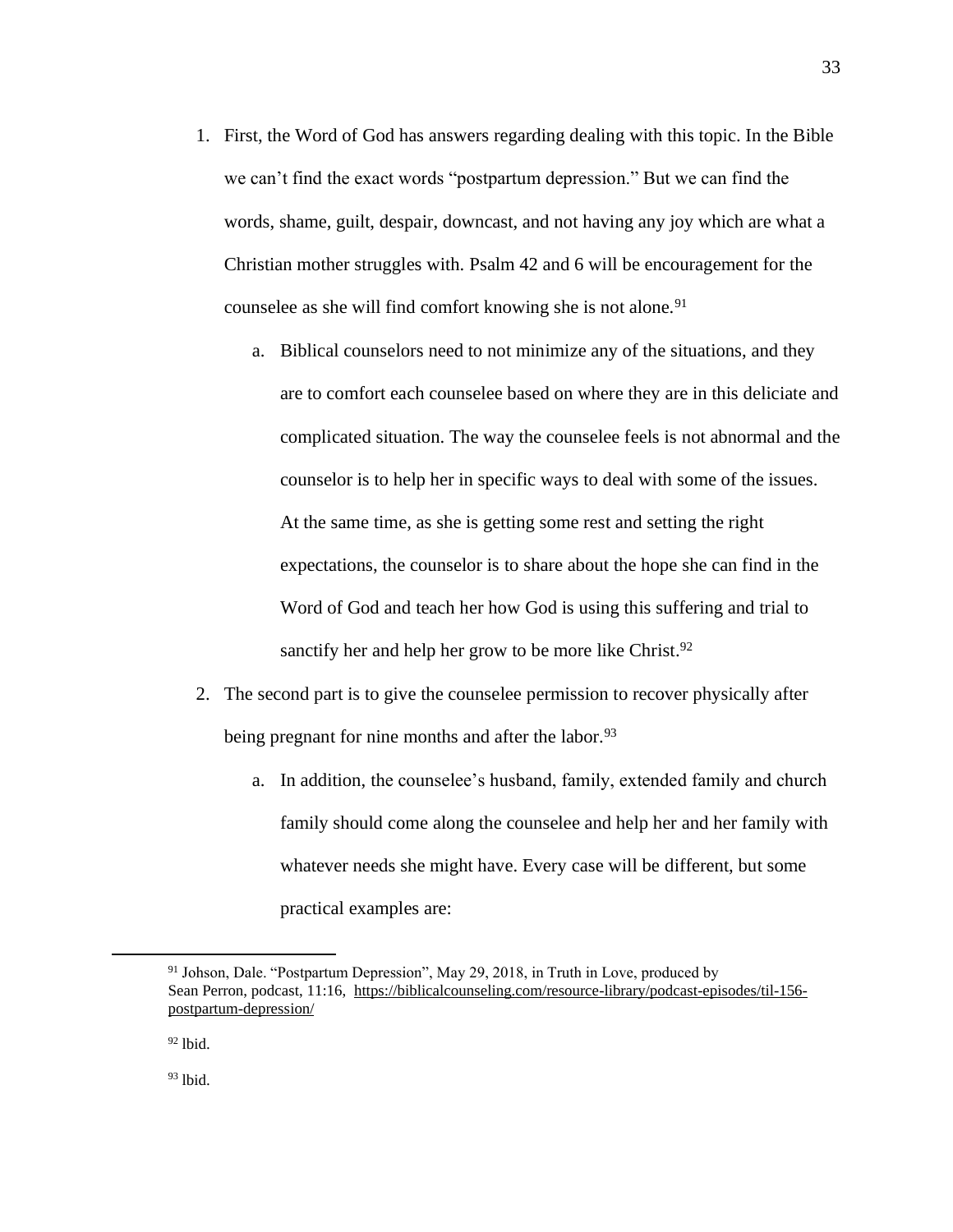1. First, the Word of God has answers regarding dealing with this topic. In the Bible we can't find the exact words "postpartum depression." But we can find the words, shame, guilt, despair, downcast, and not having any joy which are what a Christian mother struggles with. Psalm 42 and 6 will be encouragement for the counselee as she will find comfort knowing she is not alone.[91]

    a. Biblical counselors need to not minimize any of the situations, and they are to comfort each counselee based on where they are in this deliciate and complicated situation. The way the counselee feels is not abnormal and the counselor is to help her in specific ways to deal with some of the issues. At the same time, as she is getting some rest and setting the right expectations, the counselor is to share about the hope she can find in the Word of God and teach her how God is using this suffering and trial to sanctify her and help her grow to be more like Christ.[92]

2. The second part is to give the counselee permission to recover physically after being pregnant for nine months and after the labor.[93]

    a. In addition, the counselee's husband, family, extended family and church family should come along the counselee and help her and her family with whatever needs she might have. Every case will be different, but some practical examples are:

---

[91] Johson, Dale. "Postpartum Depression", May 29, 2018, in Truth in Love, produced by Sean Perron, podcast, 11:16, https://biblicalcounseling.com/resource-library/podcast-episodes/til-156-postpartum-depression/

[92] Ibid.

[93] Ibid.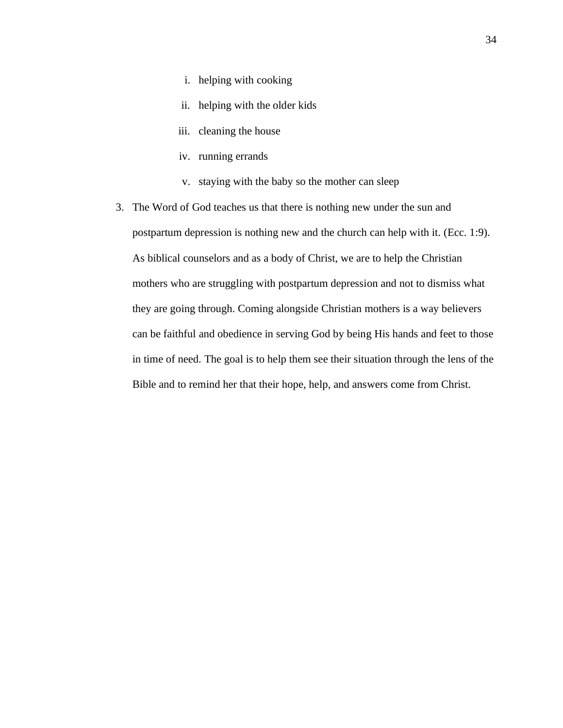i. helping with cooking
ii. helping with the older kids
iii. cleaning the house
iv. running errands
v. staying with the baby so the mother can sleep

3. The Word of God teaches us that there is nothing new under the sun and postpartum depression is nothing new and the church can help with it. (Ecc. 1:9). As biblical counselors and as a body of Christ, we are to help the Christian mothers who are struggling with postpartum depression and not to dismiss what they are going through. Coming alongside Christian mothers is a way believers can be faithful and obedience in serving God by being His hands and feet to those in time of need. The goal is to help them see their situation through the lens of the Bible and to remind her that their hope, help, and answers come from Christ.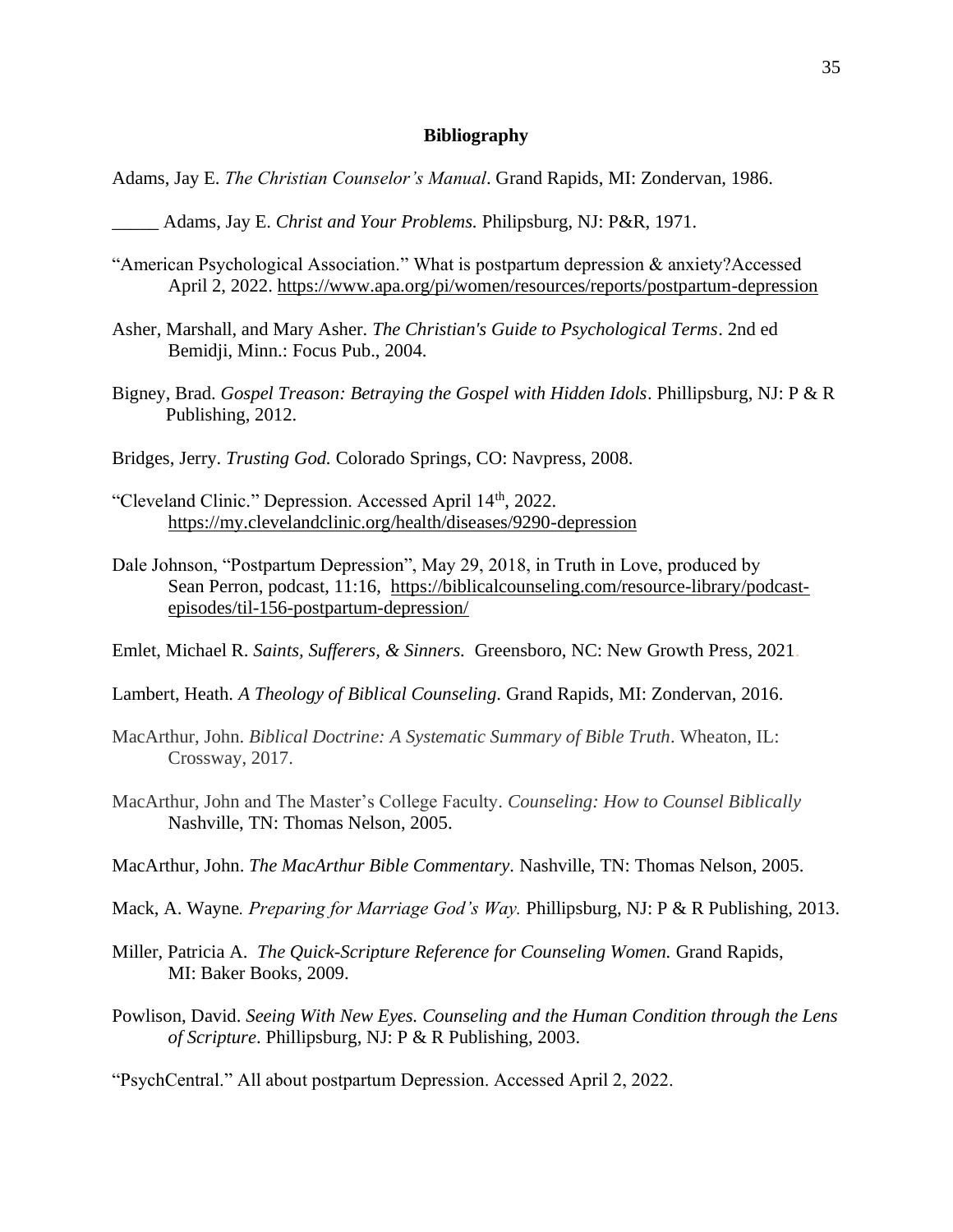## Bibliography

Adams, Jay E. *The Christian Counselor's Manual*. Grand Rapids, MI: Zondervan, 1986.

_____ Adams, Jay E. *Christ and Your Problems.* Philipsburg, NJ: P&R, 1971.

"American Psychological Association." What is postpartum depression & anxiety?Accessed April 2, 2022. https://www.apa.org/pi/women/resources/reports/postpartum-depression

Asher, Marshall, and Mary Asher. *The Christian's Guide to Psychological Terms*. 2nd ed Bemidji, Minn.: Focus Pub., 2004.

Bigney, Brad. *Gospel Treason: Betraying the Gospel with Hidden Idols*. Phillipsburg, NJ: P & R Publishing, 2012.

Bridges, Jerry. *Trusting God.* Colorado Springs, CO: Navpress, 2008.

"Cleveland Clinic." Depression. Accessed April 14th, 2022. https://my.clevelandclinic.org/health/diseases/9290-depression

Dale Johnson, "Postpartum Depression", May 29, 2018, in Truth in Love, produced by Sean Perron, podcast, 11:16, https://biblicalcounseling.com/resource-library/podcast-episodes/til-156-postpartum-depression/

Emlet, Michael R. *Saints, Sufferers, & Sinners.* Greensboro, NC: New Growth Press, 2021.

Lambert, Heath. *A Theology of Biblical Counseling*. Grand Rapids, MI: Zondervan, 2016.

MacArthur, John. *Biblical Doctrine: A Systematic Summary of Bible Truth*. Wheaton, IL: Crossway, 2017.

MacArthur, John and The Master's College Faculty. *Counseling: How to Counsel Biblically* Nashville, TN: Thomas Nelson, 2005.

MacArthur, John. *The MacArthur Bible Commentary*. Nashville, TN: Thomas Nelson, 2005.

Mack, A. Wayne. *Preparing for Marriage God's Way.* Phillipsburg, NJ: P & R Publishing, 2013.

Miller, Patricia A. *The Quick-Scripture Reference for Counseling Women.* Grand Rapids, MI: Baker Books, 2009.

Powlison, David. *Seeing With New Eyes. Counseling and the Human Condition through the Lens of Scripture*. Phillipsburg, NJ: P & R Publishing, 2003.

"PsychCentral." All about postpartum Depression. Accessed April 2, 2022.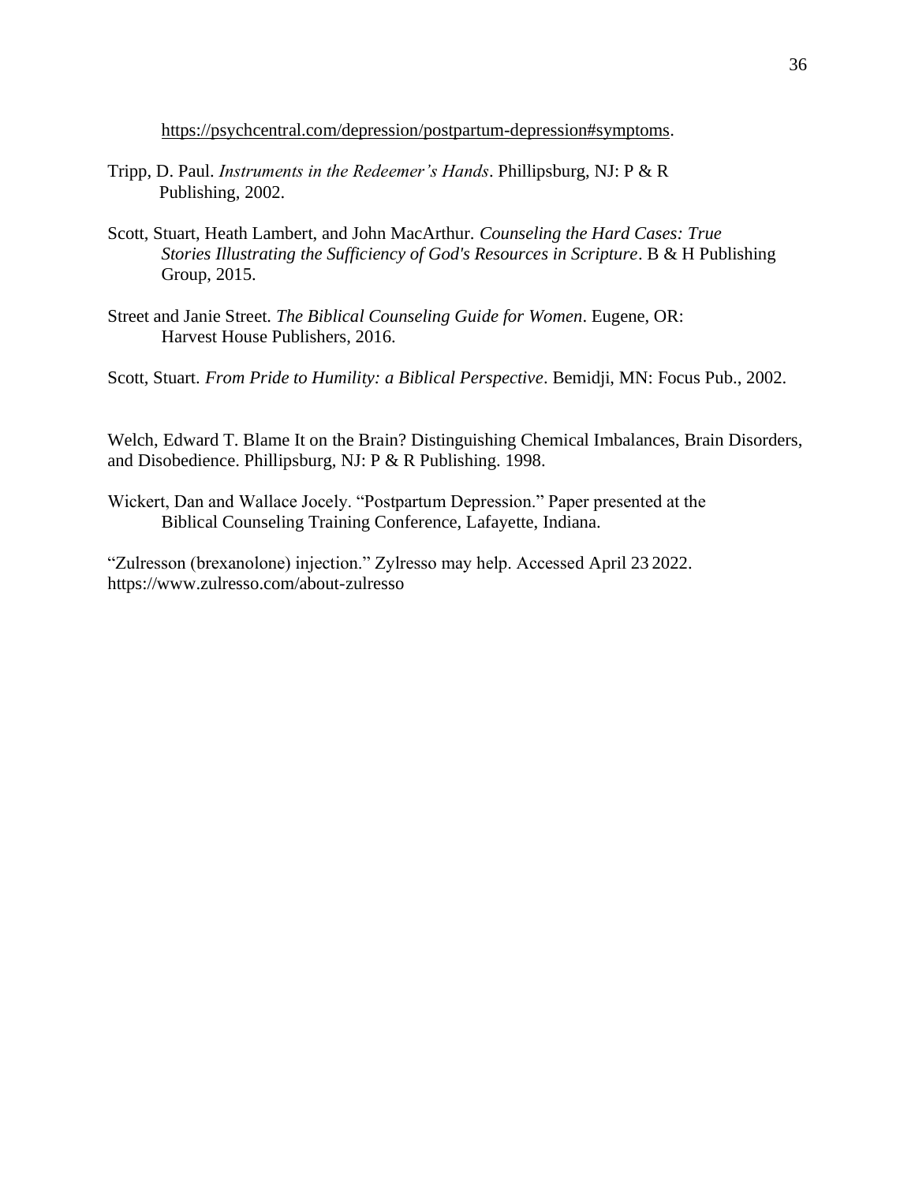https://psychcentral.com/depression/postpartum-depression#symptoms.

Tripp, D. Paul. *Instruments in the Redeemer's Hands*. Phillipsburg, NJ: P & R Publishing, 2002.

Scott, Stuart, Heath Lambert, and John MacArthur. *Counseling the Hard Cases: True Stories Illustrating the Sufficiency of God's Resources in Scripture*. B & H Publishing Group, 2015.

Street and Janie Street. *The Biblical Counseling Guide for Women*. Eugene, OR: Harvest House Publishers, 2016.

Scott, Stuart. *From Pride to Humility: a Biblical Perspective*. Bemidji, MN: Focus Pub., 2002.

Welch, Edward T. Blame It on the Brain? Distinguishing Chemical Imbalances, Brain Disorders, and Disobedience. Phillipsburg, NJ: P & R Publishing. 1998.

Wickert, Dan and Wallace Jocely. "Postpartum Depression." Paper presented at the Biblical Counseling Training Conference, Lafayette, Indiana.

"Zulresson (brexanolone) injection." Zylresso may help. Accessed April 23 2022. https://www.zulresso.com/about-zulresso